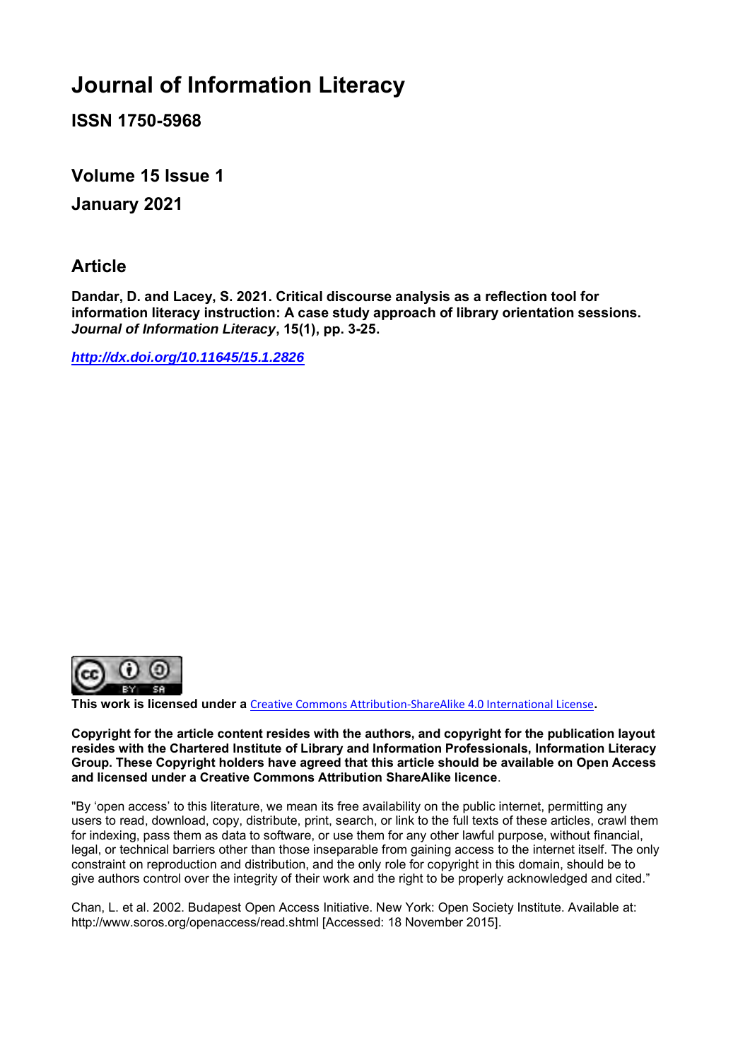# Journal of Information Literacy

**ISSN 1750-5968**

**Volume 15 Issue 1**

**January 2021**

## Article

**Dandar, D. and Lacey, S. 2021. Critical discourse analysis as a reflection tool for information literacy instruction: A case study approach of library orientation sessions. *Journal of Information Literacy*, 15(1), pp. 3-25.**

***http://dx.doi.org/10.11645/15.1.2826***

**This work is licensed under a** Creative Commons Attribution-ShareAlike 4.0 International License**.**

**Copyright for the article content resides with the authors, and copyright for the publication layout resides with the Chartered Institute of Library and Information Professionals, Information Literacy Group. These Copyright holders have agreed that this article should be available on Open Access and licensed under a Creative Commons Attribution ShareAlike licence**.

"By 'open access' to this literature, we mean its free availability on the public internet, permitting any users to read, download, copy, distribute, print, search, or link to the full texts of these articles, crawl them for indexing, pass them as data to software, or use them for any other lawful purpose, without financial, legal, or technical barriers other than those inseparable from gaining access to the internet itself. The only constraint on reproduction and distribution, and the only role for copyright in this domain, should be to give authors control over the integrity of their work and the right to be properly acknowledged and cited."

Chan, L. et al. 2002. Budapest Open Access Initiative. New York: Open Society Institute. Available at: http://www.soros.org/openaccess/read.shtml [Accessed: 18 November 2015].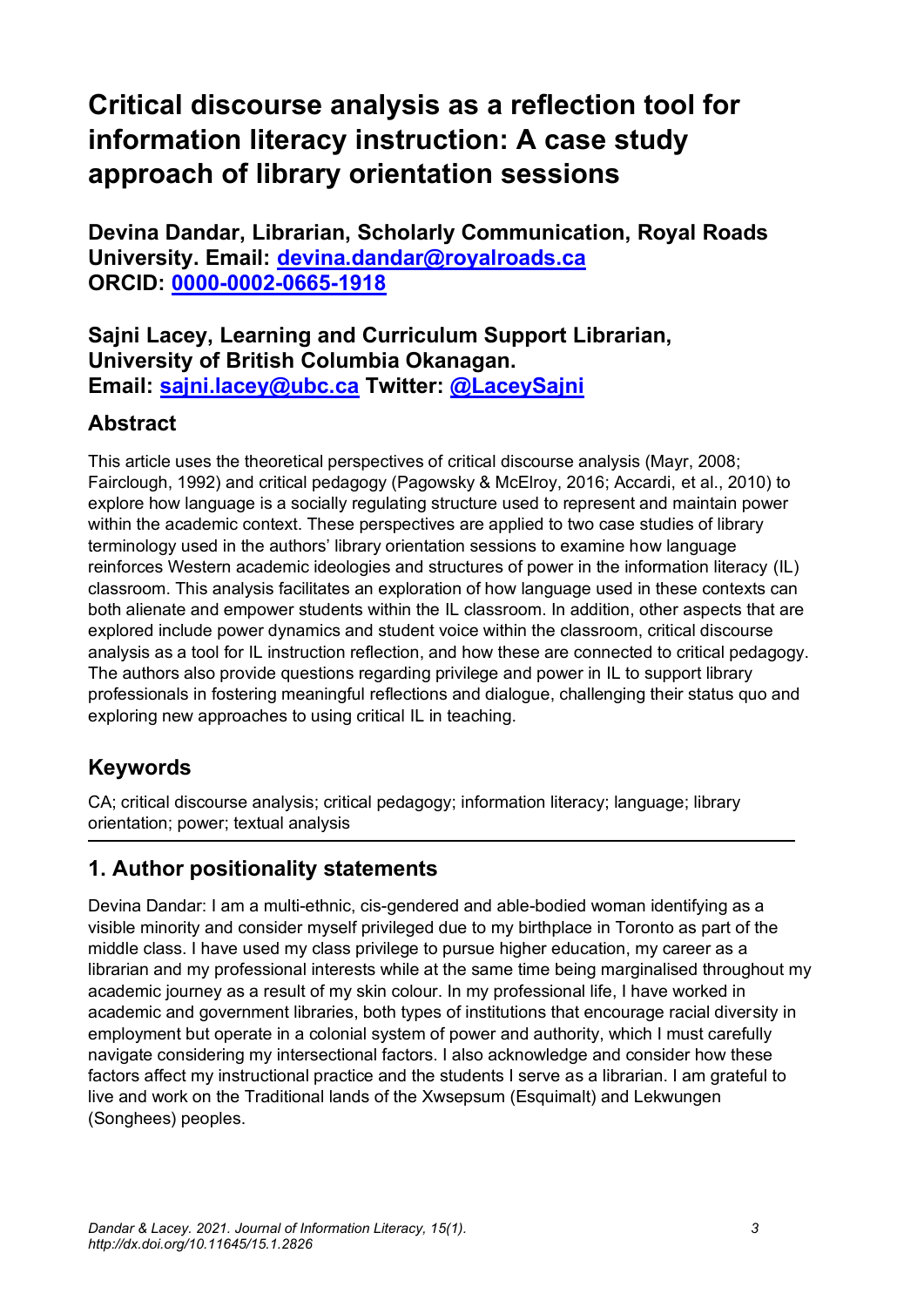# Critical discourse analysis as a reflection tool for information literacy instruction: A case study approach of library orientation sessions

**Devina Dandar, Librarian, Scholarly Communication, Royal Roads University. Email: [devina.dandar@royalroads.ca](mailto:devina.dandar@royalroads.ca)**
**ORCID: [0000-0002-0665-1918](https://orcid.org/0000-0002-0665-1918)**

**Sajni Lacey, Learning and Curriculum Support Librarian, University of British Columbia Okanagan.**
**Email: [sajni.lacey@ubc.ca](mailto:sajni.lacey@ubc.ca) Twitter: [@LaceySajni](https://twitter.com/LaceySajni)**

## Abstract

This article uses the theoretical perspectives of critical discourse analysis (Mayr, 2008; Fairclough, 1992) and critical pedagogy (Pagowsky & McElroy, 2016; Accardi, et al., 2010) to explore how language is a socially regulating structure used to represent and maintain power within the academic context. These perspectives are applied to two case studies of library terminology used in the authors' library orientation sessions to examine how language reinforces Western academic ideologies and structures of power in the information literacy (IL) classroom. This analysis facilitates an exploration of how language used in these contexts can both alienate and empower students within the IL classroom. In addition, other aspects that are explored include power dynamics and student voice within the classroom, critical discourse analysis as a tool for IL instruction reflection, and how these are connected to critical pedagogy. The authors also provide questions regarding privilege and power in IL to support library professionals in fostering meaningful reflections and dialogue, challenging their status quo and exploring new approaches to using critical IL in teaching.

## Keywords

CA; critical discourse analysis; critical pedagogy; information literacy; language; library orientation; power; textual analysis

## 1. Author positionality statements

Devina Dandar: I am a multi-ethnic, cis-gendered and able-bodied woman identifying as a visible minority and consider myself privileged due to my birthplace in Toronto as part of the middle class. I have used my class privilege to pursue higher education, my career as a librarian and my professional interests while at the same time being marginalised throughout my academic journey as a result of my skin colour. In my professional life, I have worked in academic and government libraries, both types of institutions that encourage racial diversity in employment but operate in a colonial system of power and authority, which I must carefully navigate considering my intersectional factors. I also acknowledge and consider how these factors affect my instructional practice and the students I serve as a librarian. I am grateful to live and work on the Traditional lands of the Xwsepsum (Esquimalt) and Lekwungen (Songhees) peoples.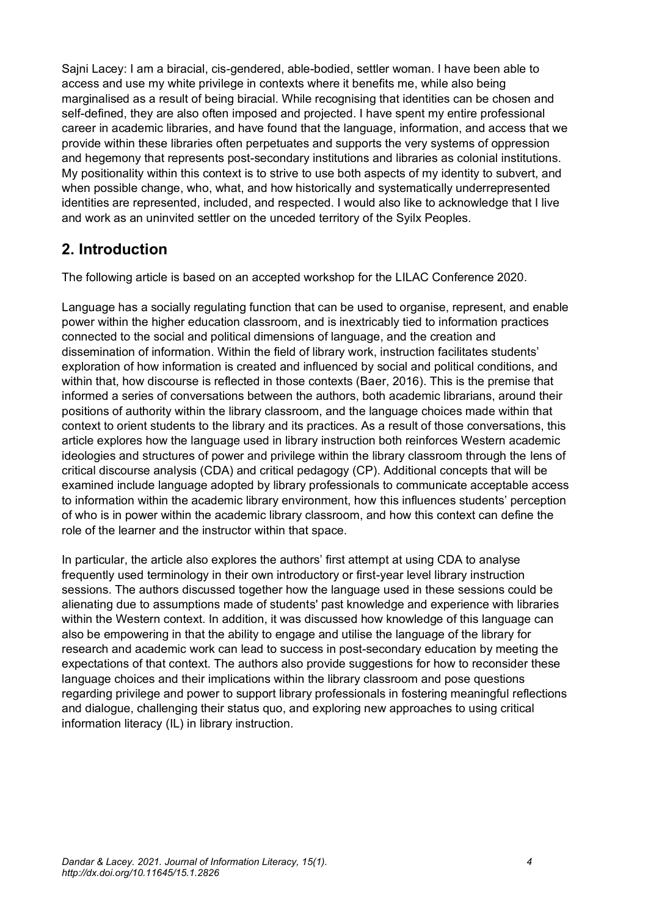Sajni Lacey: I am a biracial, cis-gendered, able-bodied, settler woman. I have been able to access and use my white privilege in contexts where it benefits me, while also being marginalised as a result of being biracial. While recognising that identities can be chosen and self-defined, they are also often imposed and projected. I have spent my entire professional career in academic libraries, and have found that the language, information, and access that we provide within these libraries often perpetuates and supports the very systems of oppression and hegemony that represents post-secondary institutions and libraries as colonial institutions. My positionality within this context is to strive to use both aspects of my identity to subvert, and when possible change, who, what, and how historically and systematically underrepresented identities are represented, included, and respected. I would also like to acknowledge that I live and work as an uninvited settler on the unceded territory of the Syilx Peoples.

## 2. Introduction

The following article is based on an accepted workshop for the LILAC Conference 2020.

Language has a socially regulating function that can be used to organise, represent, and enable power within the higher education classroom, and is inextricably tied to information practices connected to the social and political dimensions of language, and the creation and dissemination of information. Within the field of library work, instruction facilitates students' exploration of how information is created and influenced by social and political conditions, and within that, how discourse is reflected in those contexts (Baer, 2016). This is the premise that informed a series of conversations between the authors, both academic librarians, around their positions of authority within the library classroom, and the language choices made within that context to orient students to the library and its practices. As a result of those conversations, this article explores how the language used in library instruction both reinforces Western academic ideologies and structures of power and privilege within the library classroom through the lens of critical discourse analysis (CDA) and critical pedagogy (CP). Additional concepts that will be examined include language adopted by library professionals to communicate acceptable access to information within the academic library environment, how this influences students' perception of who is in power within the academic library classroom, and how this context can define the role of the learner and the instructor within that space.

In particular, the article also explores the authors' first attempt at using CDA to analyse frequently used terminology in their own introductory or first-year level library instruction sessions. The authors discussed together how the language used in these sessions could be alienating due to assumptions made of students' past knowledge and experience with libraries within the Western context. In addition, it was discussed how knowledge of this language can also be empowering in that the ability to engage and utilise the language of the library for research and academic work can lead to success in post-secondary education by meeting the expectations of that context. The authors also provide suggestions for how to reconsider these language choices and their implications within the library classroom and pose questions regarding privilege and power to support library professionals in fostering meaningful reflections and dialogue, challenging their status quo, and exploring new approaches to using critical information literacy (IL) in library instruction.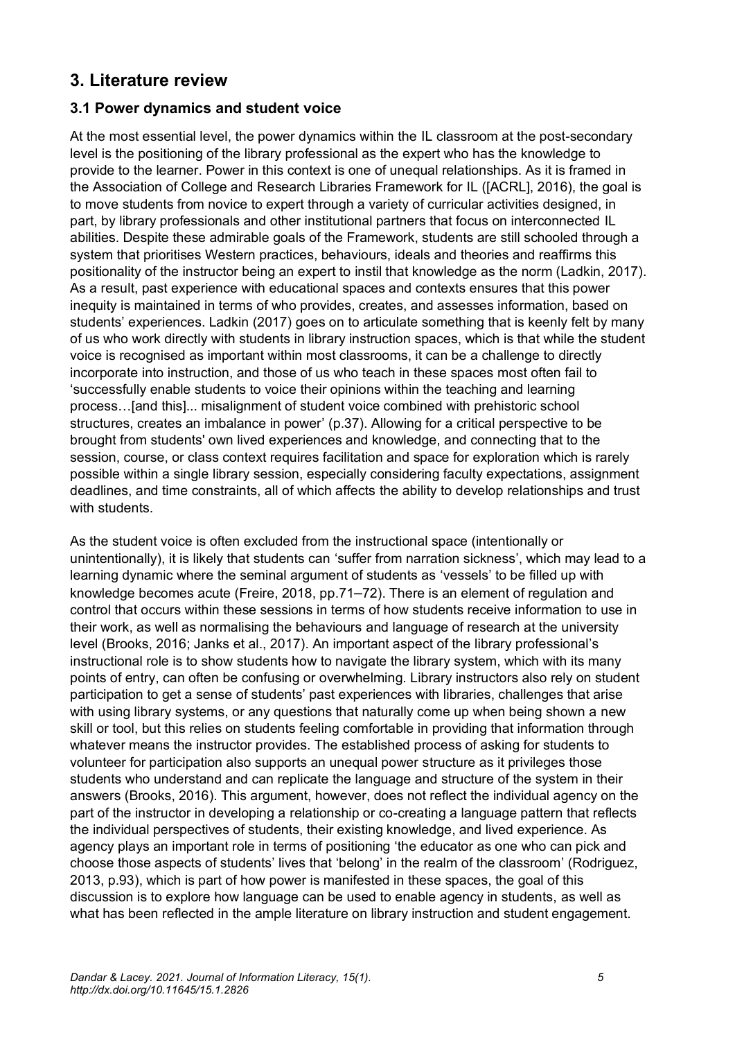## 3. Literature review

### 3.1 Power dynamics and student voice

At the most essential level, the power dynamics within the IL classroom at the post-secondary level is the positioning of the library professional as the expert who has the knowledge to provide to the learner. Power in this context is one of unequal relationships. As it is framed in the Association of College and Research Libraries Framework for IL ([ACRL], 2016), the goal is to move students from novice to expert through a variety of curricular activities designed, in part, by library professionals and other institutional partners that focus on interconnected IL abilities. Despite these admirable goals of the Framework, students are still schooled through a system that prioritises Western practices, behaviours, ideals and theories and reaffirms this positionality of the instructor being an expert to instil that knowledge as the norm (Ladkin, 2017). As a result, past experience with educational spaces and contexts ensures that this power inequity is maintained in terms of who provides, creates, and assesses information, based on students' experiences. Ladkin (2017) goes on to articulate something that is keenly felt by many of us who work directly with students in library instruction spaces, which is that while the student voice is recognised as important within most classrooms, it can be a challenge to directly incorporate into instruction, and those of us who teach in these spaces most often fail to 'successfully enable students to voice their opinions within the teaching and learning process…[and this]... misalignment of student voice combined with prehistoric school structures, creates an imbalance in power' (p.37). Allowing for a critical perspective to be brought from students' own lived experiences and knowledge, and connecting that to the session, course, or class context requires facilitation and space for exploration which is rarely possible within a single library session, especially considering faculty expectations, assignment deadlines, and time constraints, all of which affects the ability to develop relationships and trust with students.

As the student voice is often excluded from the instructional space (intentionally or unintentionally), it is likely that students can 'suffer from narration sickness', which may lead to a learning dynamic where the seminal argument of students as 'vessels' to be filled up with knowledge becomes acute (Freire, 2018, pp.71–72). There is an element of regulation and control that occurs within these sessions in terms of how students receive information to use in their work, as well as normalising the behaviours and language of research at the university level (Brooks, 2016; Janks et al., 2017). An important aspect of the library professional's instructional role is to show students how to navigate the library system, which with its many points of entry, can often be confusing or overwhelming. Library instructors also rely on student participation to get a sense of students' past experiences with libraries, challenges that arise with using library systems, or any questions that naturally come up when being shown a new skill or tool, but this relies on students feeling comfortable in providing that information through whatever means the instructor provides. The established process of asking for students to volunteer for participation also supports an unequal power structure as it privileges those students who understand and can replicate the language and structure of the system in their answers (Brooks, 2016). This argument, however, does not reflect the individual agency on the part of the instructor in developing a relationship or co-creating a language pattern that reflects the individual perspectives of students, their existing knowledge, and lived experience. As agency plays an important role in terms of positioning 'the educator as one who can pick and choose those aspects of students' lives that 'belong' in the realm of the classroom' (Rodriguez, 2013, p.93), which is part of how power is manifested in these spaces, the goal of this discussion is to explore how language can be used to enable agency in students, as well as what has been reflected in the ample literature on library instruction and student engagement.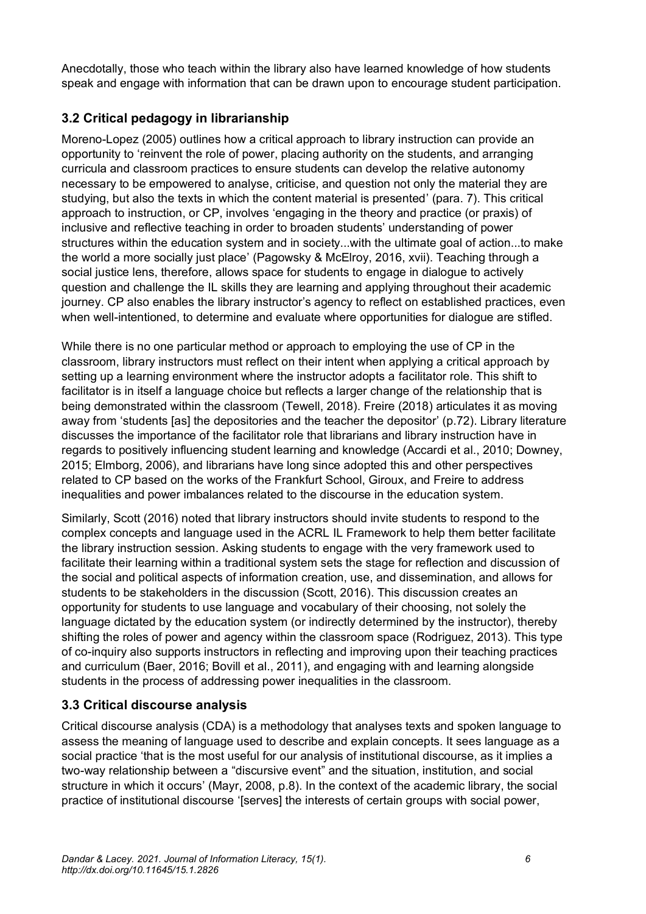Anecdotally, those who teach within the library also have learned knowledge of how students speak and engage with information that can be drawn upon to encourage student participation.

### 3.2 Critical pedagogy in librarianship

Moreno-Lopez (2005) outlines how a critical approach to library instruction can provide an opportunity to 'reinvent the role of power, placing authority on the students, and arranging curricula and classroom practices to ensure students can develop the relative autonomy necessary to be empowered to analyse, criticise, and question not only the material they are studying, but also the texts in which the content material is presented' (para. 7). This critical approach to instruction, or CP, involves 'engaging in the theory and practice (or praxis) of inclusive and reflective teaching in order to broaden students' understanding of power structures within the education system and in society...with the ultimate goal of action...to make the world a more socially just place' (Pagowsky & McElroy, 2016, xvii). Teaching through a social justice lens, therefore, allows space for students to engage in dialogue to actively question and challenge the IL skills they are learning and applying throughout their academic journey. CP also enables the library instructor's agency to reflect on established practices, even when well-intentioned, to determine and evaluate where opportunities for dialogue are stifled.

While there is no one particular method or approach to employing the use of CP in the classroom, library instructors must reflect on their intent when applying a critical approach by setting up a learning environment where the instructor adopts a facilitator role. This shift to facilitator is in itself a language choice but reflects a larger change of the relationship that is being demonstrated within the classroom (Tewell, 2018). Freire (2018) articulates it as moving away from 'students [as] the depositories and the teacher the depositor' (p.72). Library literature discusses the importance of the facilitator role that librarians and library instruction have in regards to positively influencing student learning and knowledge (Accardi et al., 2010; Downey, 2015; Elmborg, 2006), and librarians have long since adopted this and other perspectives related to CP based on the works of the Frankfurt School, Giroux, and Freire to address inequalities and power imbalances related to the discourse in the education system.

Similarly, Scott (2016) noted that library instructors should invite students to respond to the complex concepts and language used in the ACRL IL Framework to help them better facilitate the library instruction session. Asking students to engage with the very framework used to facilitate their learning within a traditional system sets the stage for reflection and discussion of the social and political aspects of information creation, use, and dissemination, and allows for students to be stakeholders in the discussion (Scott, 2016). This discussion creates an opportunity for students to use language and vocabulary of their choosing, not solely the language dictated by the education system (or indirectly determined by the instructor), thereby shifting the roles of power and agency within the classroom space (Rodriguez, 2013). This type of co-inquiry also supports instructors in reflecting and improving upon their teaching practices and curriculum (Baer, 2016; Bovill et al., 2011), and engaging with and learning alongside students in the process of addressing power inequalities in the classroom.

### 3.3 Critical discourse analysis

Critical discourse analysis (CDA) is a methodology that analyses texts and spoken language to assess the meaning of language used to describe and explain concepts. It sees language as a social practice 'that is the most useful for our analysis of institutional discourse, as it implies a two-way relationship between a "discursive event" and the situation, institution, and social structure in which it occurs' (Mayr, 2008, p.8). In the context of the academic library, the social practice of institutional discourse '[serves] the interests of certain groups with social power,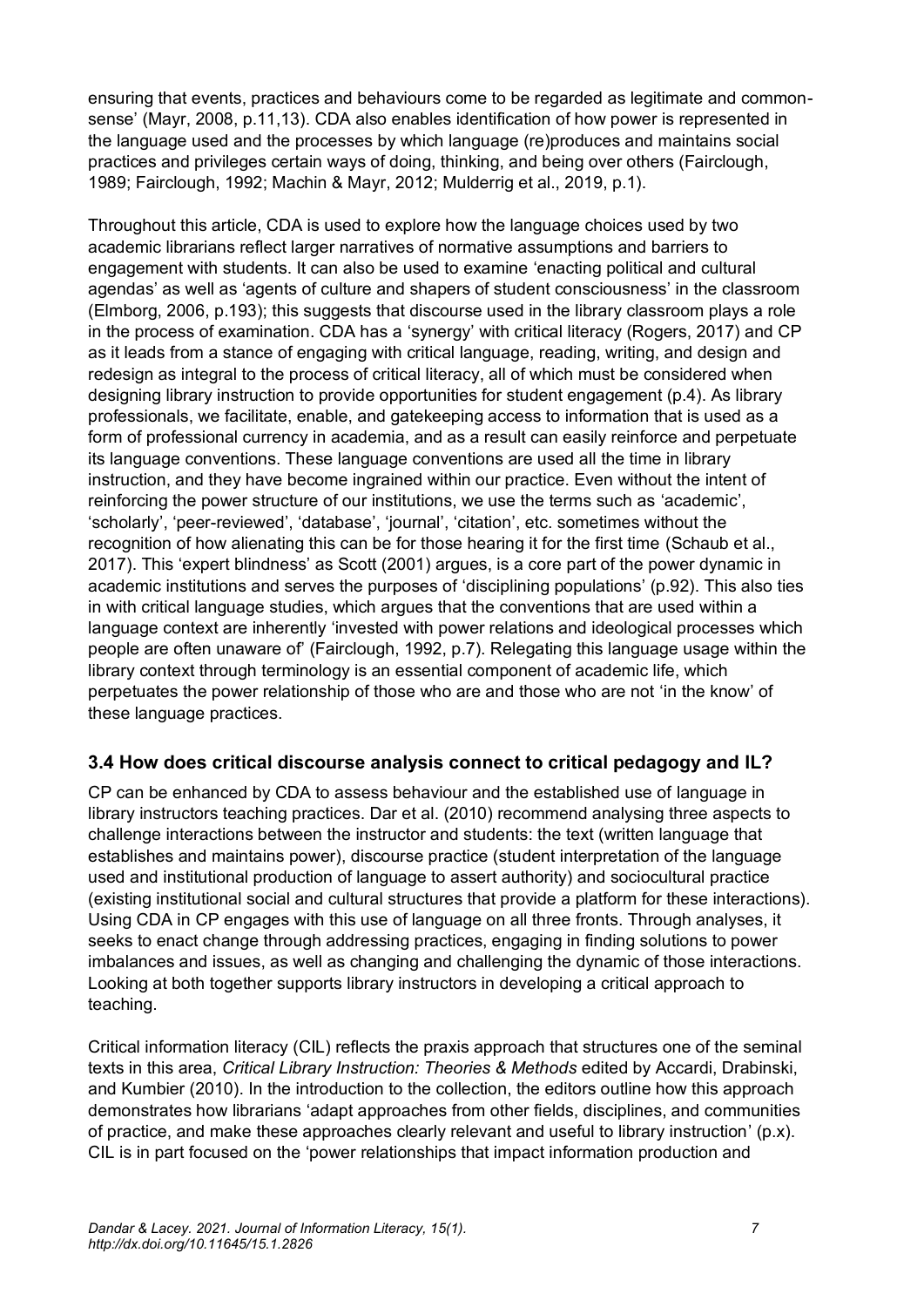ensuring that events, practices and behaviours come to be regarded as legitimate and common-sense' (Mayr, 2008, p.11,13). CDA also enables identification of how power is represented in the language used and the processes by which language (re)produces and maintains social practices and privileges certain ways of doing, thinking, and being over others (Fairclough, 1989; Fairclough, 1992; Machin & Mayr, 2012; Mulderrig et al., 2019, p.1).

Throughout this article, CDA is used to explore how the language choices used by two academic librarians reflect larger narratives of normative assumptions and barriers to engagement with students. It can also be used to examine 'enacting political and cultural agendas' as well as 'agents of culture and shapers of student consciousness' in the classroom (Elmborg, 2006, p.193); this suggests that discourse used in the library classroom plays a role in the process of examination. CDA has a 'synergy' with critical literacy (Rogers, 2017) and CP as it leads from a stance of engaging with critical language, reading, writing, and design and redesign as integral to the process of critical literacy, all of which must be considered when designing library instruction to provide opportunities for student engagement (p.4). As library professionals, we facilitate, enable, and gatekeeping access to information that is used as a form of professional currency in academia, and as a result can easily reinforce and perpetuate its language conventions. These language conventions are used all the time in library instruction, and they have become ingrained within our practice. Even without the intent of reinforcing the power structure of our institutions, we use the terms such as 'academic', 'scholarly', 'peer-reviewed', 'database', 'journal', 'citation', etc. sometimes without the recognition of how alienating this can be for those hearing it for the first time (Schaub et al., 2017). This 'expert blindness' as Scott (2001) argues, is a core part of the power dynamic in academic institutions and serves the purposes of 'disciplining populations' (p.92). This also ties in with critical language studies, which argues that the conventions that are used within a language context are inherently 'invested with power relations and ideological processes which people are often unaware of' (Fairclough, 1992, p.7). Relegating this language usage within the library context through terminology is an essential component of academic life, which perpetuates the power relationship of those who are and those who are not 'in the know' of these language practices.

### 3.4 How does critical discourse analysis connect to critical pedagogy and IL?

CP can be enhanced by CDA to assess behaviour and the established use of language in library instructors teaching practices. Dar et al. (2010) recommend analysing three aspects to challenge interactions between the instructor and students: the text (written language that establishes and maintains power), discourse practice (student interpretation of the language used and institutional production of language to assert authority) and sociocultural practice (existing institutional social and cultural structures that provide a platform for these interactions). Using CDA in CP engages with this use of language on all three fronts. Through analyses, it seeks to enact change through addressing practices, engaging in finding solutions to power imbalances and issues, as well as changing and challenging the dynamic of those interactions. Looking at both together supports library instructors in developing a critical approach to teaching.

Critical information literacy (CIL) reflects the praxis approach that structures one of the seminal texts in this area, *Critical Library Instruction: Theories & Methods* edited by Accardi, Drabinski, and Kumbier (2010). In the introduction to the collection, the editors outline how this approach demonstrates how librarians 'adapt approaches from other fields, disciplines, and communities of practice, and make these approaches clearly relevant and useful to library instruction' (p.x). CIL is in part focused on the 'power relationships that impact information production and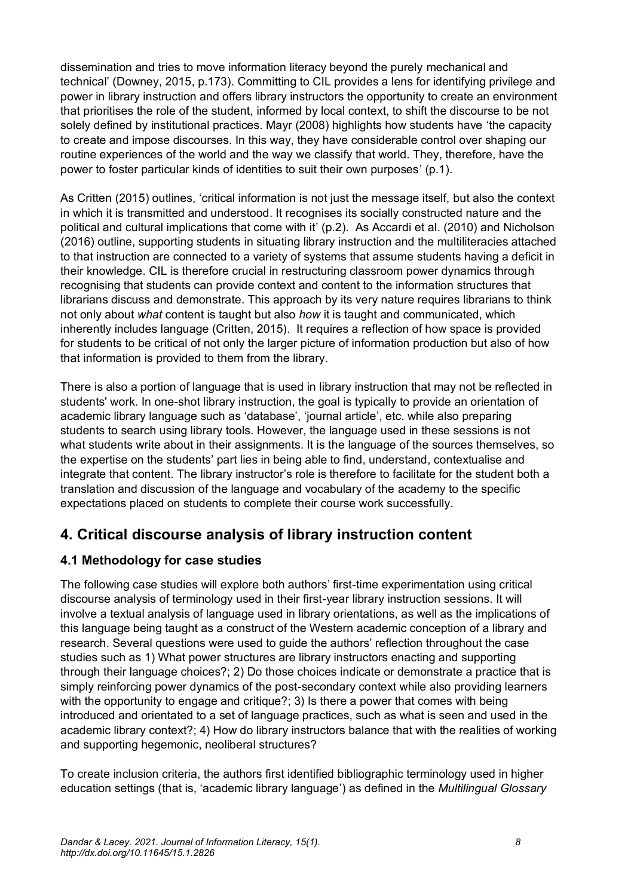dissemination and tries to move information literacy beyond the purely mechanical and technical' (Downey, 2015, p.173). Committing to CIL provides a lens for identifying privilege and power in library instruction and offers library instructors the opportunity to create an environment that prioritises the role of the student, informed by local context, to shift the discourse to be not solely defined by institutional practices. Mayr (2008) highlights how students have 'the capacity to create and impose discourses. In this way, they have considerable control over shaping our routine experiences of the world and the way we classify that world. They, therefore, have the power to foster particular kinds of identities to suit their own purposes' (p.1).

As Critten (2015) outlines, 'critical information is not just the message itself, but also the context in which it is transmitted and understood. It recognises its socially constructed nature and the political and cultural implications that come with it' (p.2). As Accardi et al. (2010) and Nicholson (2016) outline, supporting students in situating library instruction and the multiliteracies attached to that instruction are connected to a variety of systems that assume students having a deficit in their knowledge. CIL is therefore crucial in restructuring classroom power dynamics through recognising that students can provide context and content to the information structures that librarians discuss and demonstrate. This approach by its very nature requires librarians to think not only about *what* content is taught but also *how* it is taught and communicated, which inherently includes language (Critten, 2015). It requires a reflection of how space is provided for students to be critical of not only the larger picture of information production but also of how that information is provided to them from the library.

There is also a portion of language that is used in library instruction that may not be reflected in students' work. In one-shot library instruction, the goal is typically to provide an orientation of academic library language such as 'database', 'journal article', etc. while also preparing students to search using library tools. However, the language used in these sessions is not what students write about in their assignments. It is the language of the sources themselves, so the expertise on the students' part lies in being able to find, understand, contextualise and integrate that content. The library instructor's role is therefore to facilitate for the student both a translation and discussion of the language and vocabulary of the academy to the specific expectations placed on students to complete their course work successfully.

## 4. Critical discourse analysis of library instruction content

### 4.1 Methodology for case studies

The following case studies will explore both authors' first-time experimentation using critical discourse analysis of terminology used in their first-year library instruction sessions. It will involve a textual analysis of language used in library orientations, as well as the implications of this language being taught as a construct of the Western academic conception of a library and research. Several questions were used to guide the authors' reflection throughout the case studies such as 1) What power structures are library instructors enacting and supporting through their language choices?; 2) Do those choices indicate or demonstrate a practice that is simply reinforcing power dynamics of the post-secondary context while also providing learners with the opportunity to engage and critique?; 3) Is there a power that comes with being introduced and orientated to a set of language practices, such as what is seen and used in the academic library context?; 4) How do library instructors balance that with the realities of working and supporting hegemonic, neoliberal structures?

To create inclusion criteria, the authors first identified bibliographic terminology used in higher education settings (that is, 'academic library language') as defined in the *Multilingual Glossary*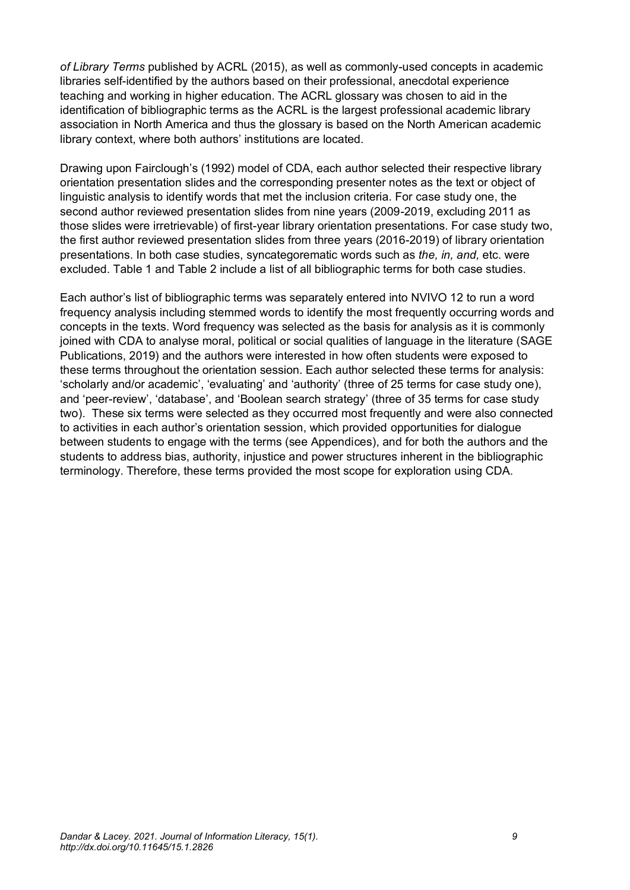*of Library Terms* published by ACRL (2015), as well as commonly-used concepts in academic libraries self-identified by the authors based on their professional, anecdotal experience teaching and working in higher education. The ACRL glossary was chosen to aid in the identification of bibliographic terms as the ACRL is the largest professional academic library association in North America and thus the glossary is based on the North American academic library context, where both authors' institutions are located.

Drawing upon Fairclough's (1992) model of CDA, each author selected their respective library orientation presentation slides and the corresponding presenter notes as the text or object of linguistic analysis to identify words that met the inclusion criteria. For case study one, the second author reviewed presentation slides from nine years (2009-2019, excluding 2011 as those slides were irretrievable) of first-year library orientation presentations. For case study two, the first author reviewed presentation slides from three years (2016-2019) of library orientation presentations. In both case studies, syncategorematic words such as *the, in, and,* etc. were excluded. Table 1 and Table 2 include a list of all bibliographic terms for both case studies.

Each author's list of bibliographic terms was separately entered into NVIVO 12 to run a word frequency analysis including stemmed words to identify the most frequently occurring words and concepts in the texts. Word frequency was selected as the basis for analysis as it is commonly joined with CDA to analyse moral, political or social qualities of language in the literature (SAGE Publications, 2019) and the authors were interested in how often students were exposed to these terms throughout the orientation session. Each author selected these terms for analysis: 'scholarly and/or academic', 'evaluating' and 'authority' (three of 25 terms for case study one), and 'peer-review', 'database', and 'Boolean search strategy' (three of 35 terms for case study two). These six terms were selected as they occurred most frequently and were also connected to activities in each author's orientation session, which provided opportunities for dialogue between students to engage with the terms (see Appendices), and for both the authors and the students to address bias, authority, injustice and power structures inherent in the bibliographic terminology. Therefore, these terms provided the most scope for exploration using CDA.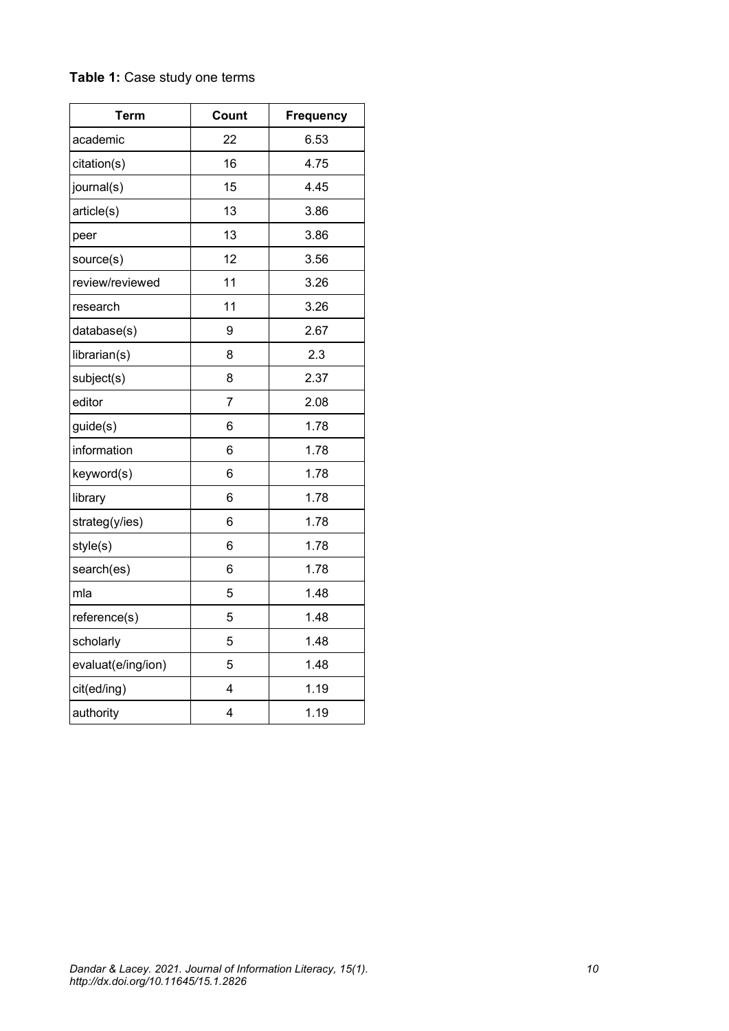**Table 1:** Case study one terms

| Term | Count | Frequency |
|---|---|---|
| academic | 22 | 6.53 |
| citation(s) | 16 | 4.75 |
| journal(s) | 15 | 4.45 |
| article(s) | 13 | 3.86 |
| peer | 13 | 3.86 |
| source(s) | 12 | 3.56 |
| review/reviewed | 11 | 3.26 |
| research | 11 | 3.26 |
| database(s) | 9 | 2.67 |
| librarian(s) | 8 | 2.3 |
| subject(s) | 8 | 2.37 |
| editor | 7 | 2.08 |
| guide(s) | 6 | 1.78 |
| information | 6 | 1.78 |
| keyword(s) | 6 | 1.78 |
| library | 6 | 1.78 |
| strateg(y/ies) | 6 | 1.78 |
| style(s) | 6 | 1.78 |
| search(es) | 6 | 1.78 |
| mla | 5 | 1.48 |
| reference(s) | 5 | 1.48 |
| scholarly | 5 | 1.48 |
| evaluat(e/ing/ion) | 5 | 1.48 |
| cit(ed/ing) | 4 | 1.19 |
| authority | 4 | 1.19 |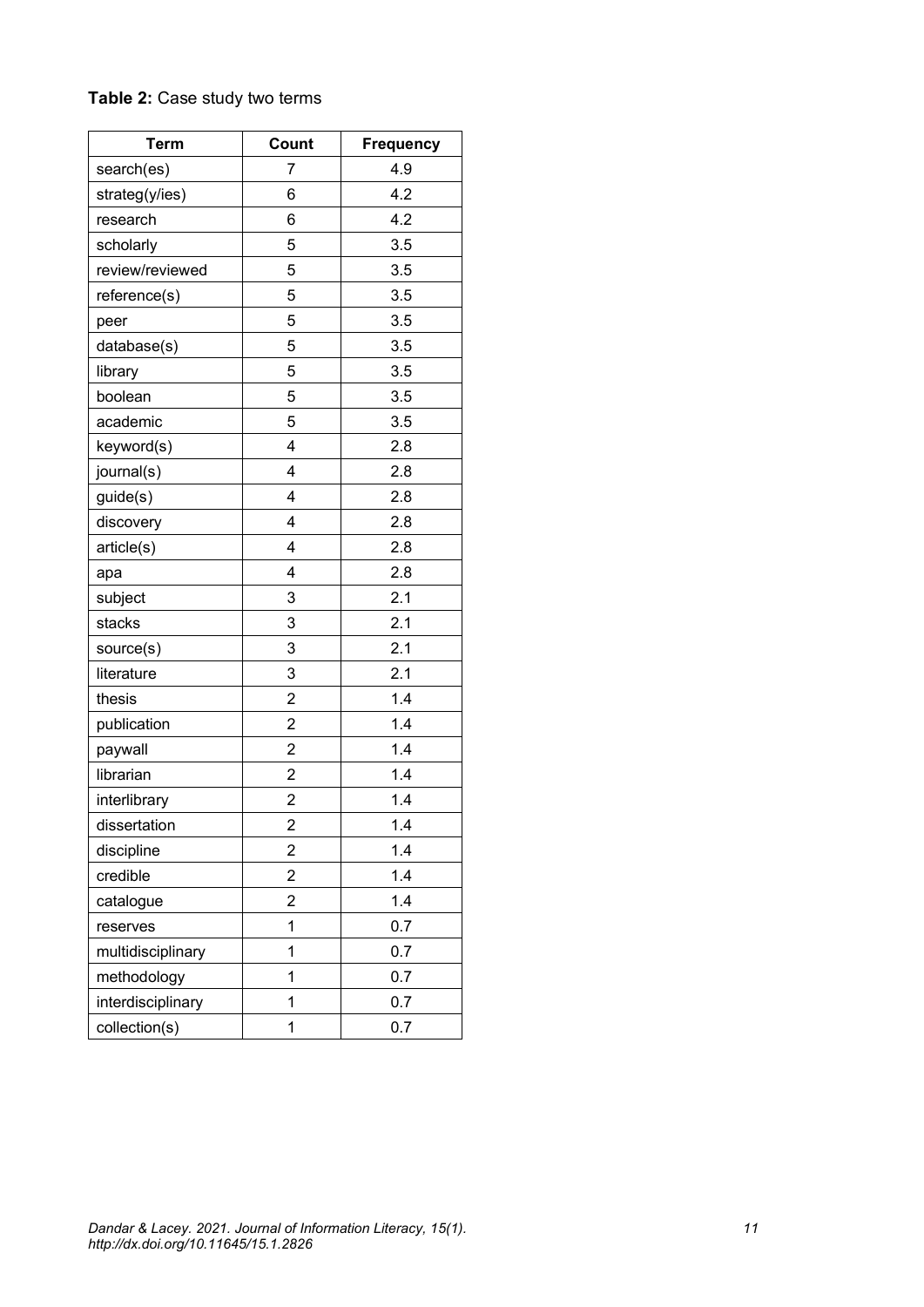**Table 2:** Case study two terms

| Term | Count | Frequency |
|---|---|---|
| search(es) | 7 | 4.9 |
| strateg(y/ies) | 6 | 4.2 |
| research | 6 | 4.2 |
| scholarly | 5 | 3.5 |
| review/reviewed | 5 | 3.5 |
| reference(s) | 5 | 3.5 |
| peer | 5 | 3.5 |
| database(s) | 5 | 3.5 |
| library | 5 | 3.5 |
| boolean | 5 | 3.5 |
| academic | 5 | 3.5 |
| keyword(s) | 4 | 2.8 |
| journal(s) | 4 | 2.8 |
| guide(s) | 4 | 2.8 |
| discovery | 4 | 2.8 |
| article(s) | 4 | 2.8 |
| apa | 4 | 2.8 |
| subject | 3 | 2.1 |
| stacks | 3 | 2.1 |
| source(s) | 3 | 2.1 |
| literature | 3 | 2.1 |
| thesis | 2 | 1.4 |
| publication | 2 | 1.4 |
| paywall | 2 | 1.4 |
| librarian | 2 | 1.4 |
| interlibrary | 2 | 1.4 |
| dissertation | 2 | 1.4 |
| discipline | 2 | 1.4 |
| credible | 2 | 1.4 |
| catalogue | 2 | 1.4 |
| reserves | 1 | 0.7 |
| multidisciplinary | 1 | 0.7 |
| methodology | 1 | 0.7 |
| interdisciplinary | 1 | 0.7 |
| collection(s) | 1 | 0.7 |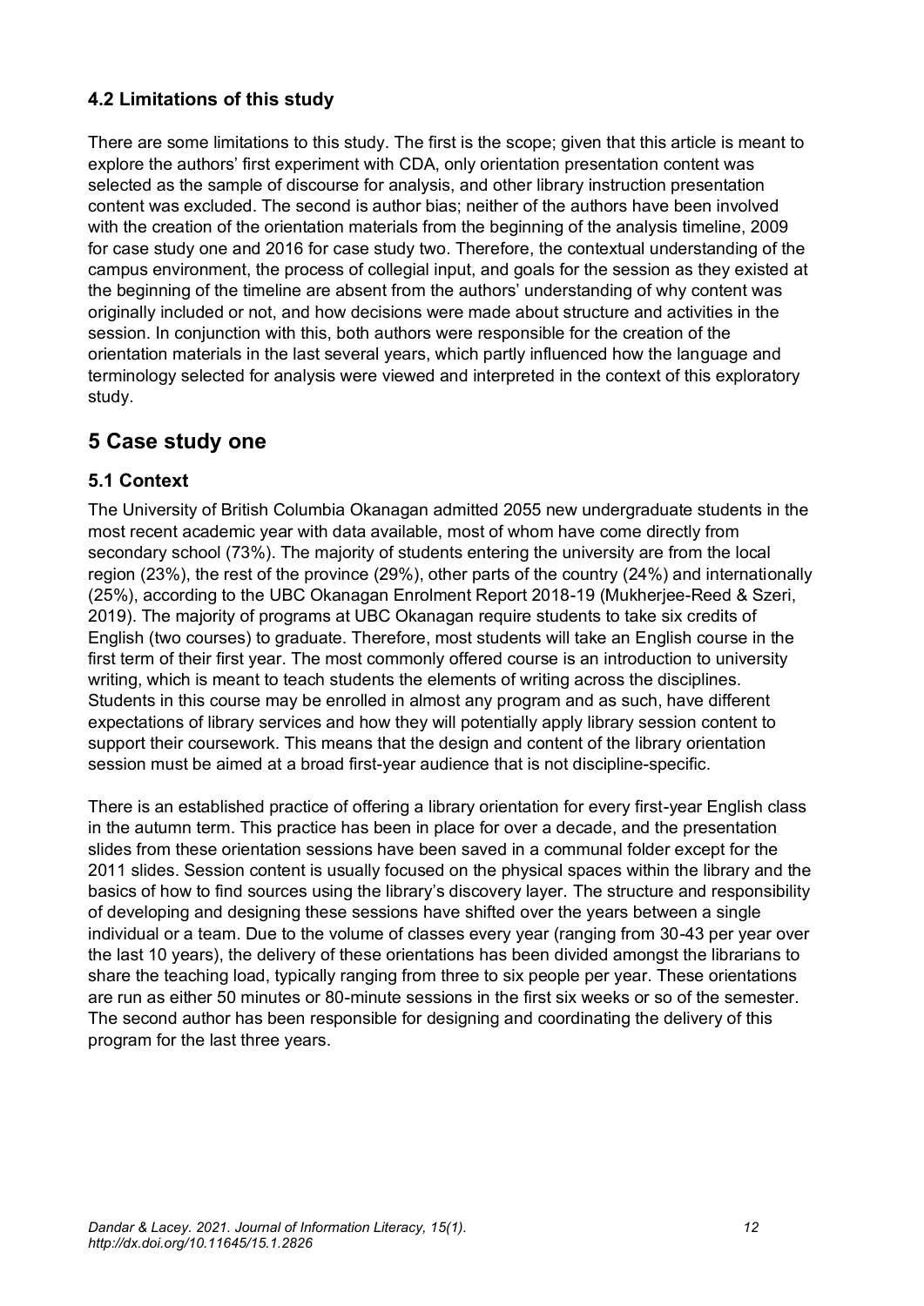### 4.2 Limitations of this study

There are some limitations to this study. The first is the scope; given that this article is meant to explore the authors' first experiment with CDA, only orientation presentation content was selected as the sample of discourse for analysis, and other library instruction presentation content was excluded. The second is author bias; neither of the authors have been involved with the creation of the orientation materials from the beginning of the analysis timeline, 2009 for case study one and 2016 for case study two. Therefore, the contextual understanding of the campus environment, the process of collegial input, and goals for the session as they existed at the beginning of the timeline are absent from the authors' understanding of why content was originally included or not, and how decisions were made about structure and activities in the session. In conjunction with this, both authors were responsible for the creation of the orientation materials in the last several years, which partly influenced how the language and terminology selected for analysis were viewed and interpreted in the context of this exploratory study.

## 5 Case study one

### 5.1 Context

The University of British Columbia Okanagan admitted 2055 new undergraduate students in the most recent academic year with data available, most of whom have come directly from secondary school (73%). The majority of students entering the university are from the local region (23%), the rest of the province (29%), other parts of the country (24%) and internationally (25%), according to the UBC Okanagan Enrolment Report 2018-19 (Mukherjee-Reed & Szeri, 2019). The majority of programs at UBC Okanagan require students to take six credits of English (two courses) to graduate. Therefore, most students will take an English course in the first term of their first year. The most commonly offered course is an introduction to university writing, which is meant to teach students the elements of writing across the disciplines. Students in this course may be enrolled in almost any program and as such, have different expectations of library services and how they will potentially apply library session content to support their coursework. This means that the design and content of the library orientation session must be aimed at a broad first-year audience that is not discipline-specific.

There is an established practice of offering a library orientation for every first-year English class in the autumn term. This practice has been in place for over a decade, and the presentation slides from these orientation sessions have been saved in a communal folder except for the 2011 slides. Session content is usually focused on the physical spaces within the library and the basics of how to find sources using the library's discovery layer. The structure and responsibility of developing and designing these sessions have shifted over the years between a single individual or a team. Due to the volume of classes every year (ranging from 30-43 per year over the last 10 years), the delivery of these orientations has been divided amongst the librarians to share the teaching load, typically ranging from three to six people per year. These orientations are run as either 50 minutes or 80-minute sessions in the first six weeks or so of the semester. The second author has been responsible for designing and coordinating the delivery of this program for the last three years.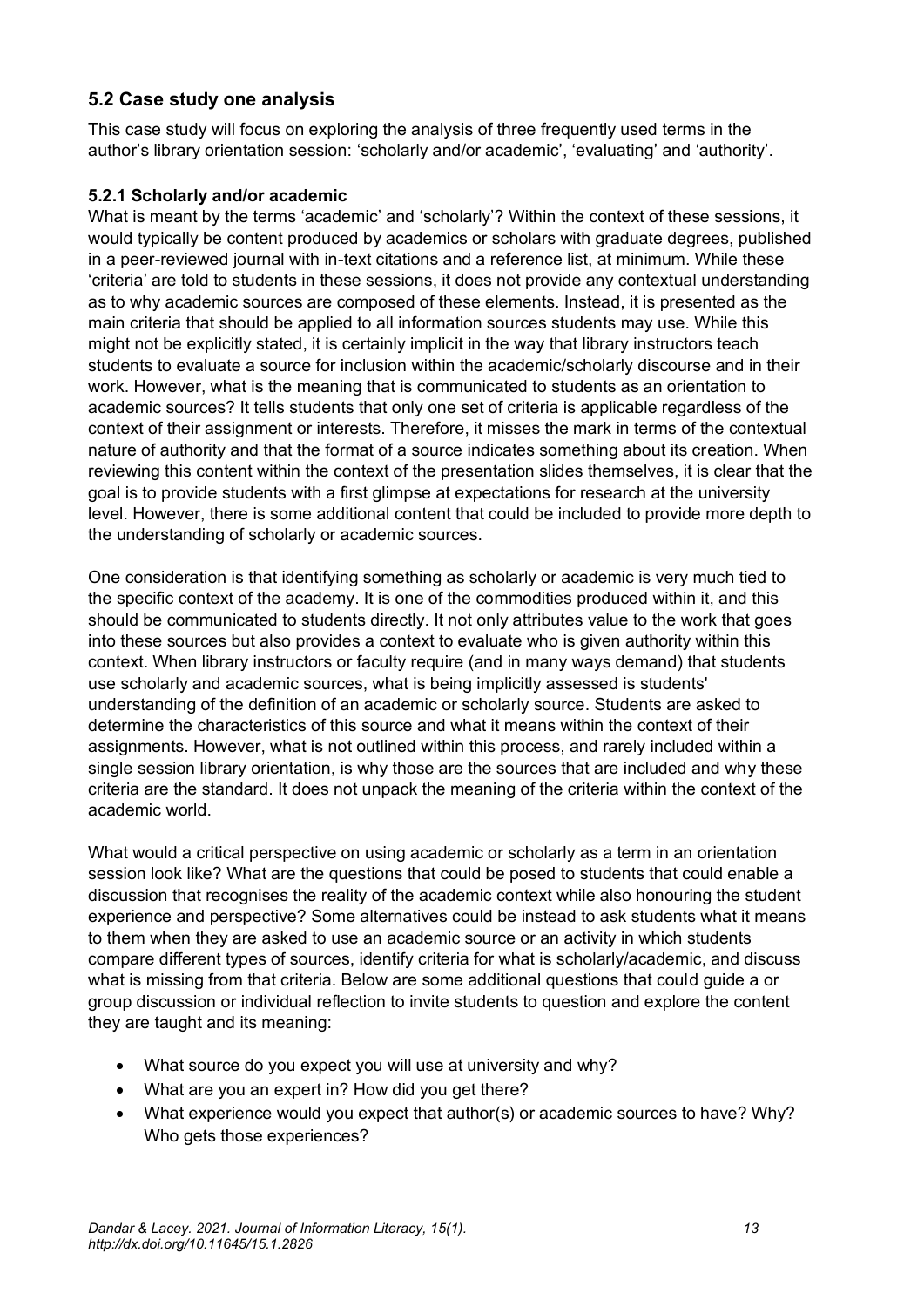## 5.2 Case study one analysis

This case study will focus on exploring the analysis of three frequently used terms in the author's library orientation session: 'scholarly and/or academic', 'evaluating' and 'authority'.

### 5.2.1 Scholarly and/or academic

What is meant by the terms 'academic' and 'scholarly'? Within the context of these sessions, it would typically be content produced by academics or scholars with graduate degrees, published in a peer-reviewed journal with in-text citations and a reference list, at minimum. While these 'criteria' are told to students in these sessions, it does not provide any contextual understanding as to why academic sources are composed of these elements. Instead, it is presented as the main criteria that should be applied to all information sources students may use. While this might not be explicitly stated, it is certainly implicit in the way that library instructors teach students to evaluate a source for inclusion within the academic/scholarly discourse and in their work. However, what is the meaning that is communicated to students as an orientation to academic sources? It tells students that only one set of criteria is applicable regardless of the context of their assignment or interests. Therefore, it misses the mark in terms of the contextual nature of authority and that the format of a source indicates something about its creation. When reviewing this content within the context of the presentation slides themselves, it is clear that the goal is to provide students with a first glimpse at expectations for research at the university level. However, there is some additional content that could be included to provide more depth to the understanding of scholarly or academic sources.

One consideration is that identifying something as scholarly or academic is very much tied to the specific context of the academy. It is one of the commodities produced within it, and this should be communicated to students directly. It not only attributes value to the work that goes into these sources but also provides a context to evaluate who is given authority within this context. When library instructors or faculty require (and in many ways demand) that students use scholarly and academic sources, what is being implicitly assessed is students' understanding of the definition of an academic or scholarly source. Students are asked to determine the characteristics of this source and what it means within the context of their assignments. However, what is not outlined within this process, and rarely included within a single session library orientation, is why those are the sources that are included and why these criteria are the standard. It does not unpack the meaning of the criteria within the context of the academic world.

What would a critical perspective on using academic or scholarly as a term in an orientation session look like? What are the questions that could be posed to students that could enable a discussion that recognises the reality of the academic context while also honouring the student experience and perspective? Some alternatives could be instead to ask students what it means to them when they are asked to use an academic source or an activity in which students compare different types of sources, identify criteria for what is scholarly/academic, and discuss what is missing from that criteria. Below are some additional questions that could guide a or group discussion or individual reflection to invite students to question and explore the content they are taught and its meaning:

- What source do you expect you will use at university and why?
- What are you an expert in? How did you get there?
- What experience would you expect that author(s) or academic sources to have? Why? Who gets those experiences?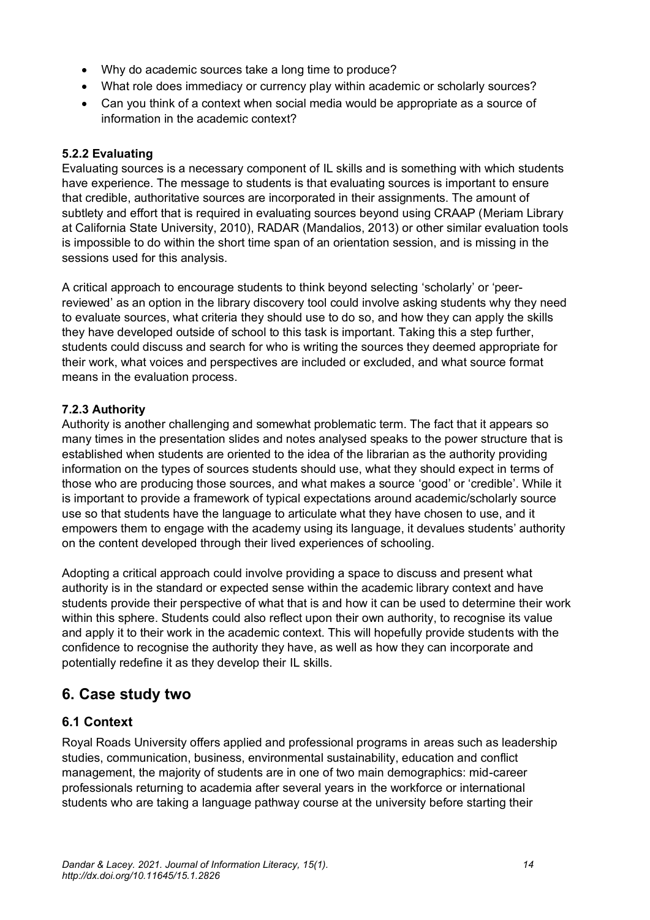- Why do academic sources take a long time to produce?
- What role does immediacy or currency play within academic or scholarly sources?
- Can you think of a context when social media would be appropriate as a source of information in the academic context?

#### 5.2.2 Evaluating

Evaluating sources is a necessary component of IL skills and is something with which students have experience. The message to students is that evaluating sources is important to ensure that credible, authoritative sources are incorporated in their assignments. The amount of subtlety and effort that is required in evaluating sources beyond using CRAAP (Meriam Library at California State University, 2010), RADAR (Mandalios, 2013) or other similar evaluation tools is impossible to do within the short time span of an orientation session, and is missing in the sessions used for this analysis.

A critical approach to encourage students to think beyond selecting 'scholarly' or 'peer-reviewed' as an option in the library discovery tool could involve asking students why they need to evaluate sources, what criteria they should use to do so, and how they can apply the skills they have developed outside of school to this task is important. Taking this a step further, students could discuss and search for who is writing the sources they deemed appropriate for their work, what voices and perspectives are included or excluded, and what source format means in the evaluation process.

#### 7.2.3 Authority

Authority is another challenging and somewhat problematic term. The fact that it appears so many times in the presentation slides and notes analysed speaks to the power structure that is established when students are oriented to the idea of the librarian as the authority providing information on the types of sources students should use, what they should expect in terms of those who are producing those sources, and what makes a source 'good' or 'credible'. While it is important to provide a framework of typical expectations around academic/scholarly source use so that students have the language to articulate what they have chosen to use, and it empowers them to engage with the academy using its language, it devalues students' authority on the content developed through their lived experiences of schooling.

Adopting a critical approach could involve providing a space to discuss and present what authority is in the standard or expected sense within the academic library context and have students provide their perspective of what that is and how it can be used to determine their work within this sphere. Students could also reflect upon their own authority, to recognise its value and apply it to their work in the academic context. This will hopefully provide students with the confidence to recognise the authority they have, as well as how they can incorporate and potentially redefine it as they develop their IL skills.

## 6. Case study two

### 6.1 Context

Royal Roads University offers applied and professional programs in areas such as leadership studies, communication, business, environmental sustainability, education and conflict management, the majority of students are in one of two main demographics: mid-career professionals returning to academia after several years in the workforce or international students who are taking a language pathway course at the university before starting their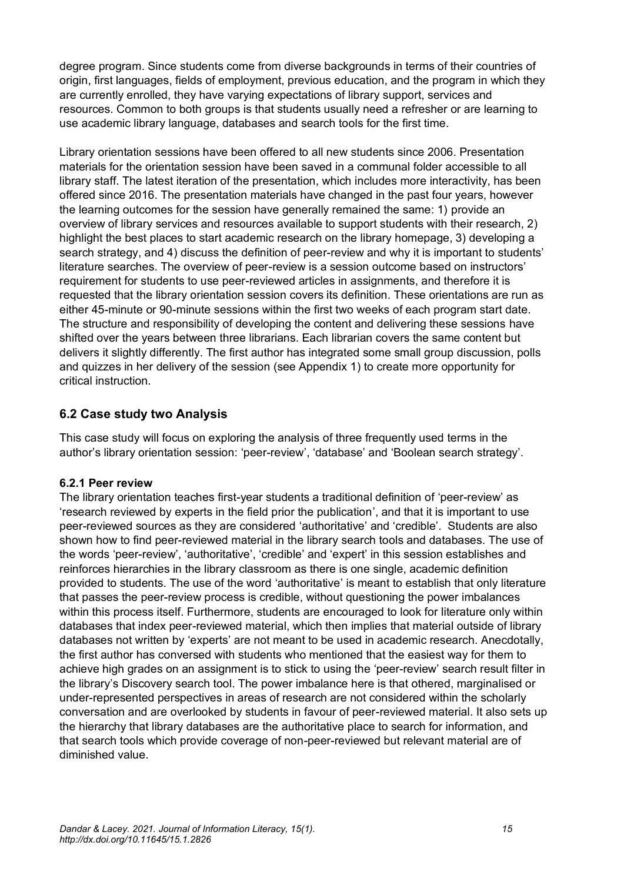degree program. Since students come from diverse backgrounds in terms of their countries of origin, first languages, fields of employment, previous education, and the program in which they are currently enrolled, they have varying expectations of library support, services and resources. Common to both groups is that students usually need a refresher or are learning to use academic library language, databases and search tools for the first time.

Library orientation sessions have been offered to all new students since 2006. Presentation materials for the orientation session have been saved in a communal folder accessible to all library staff. The latest iteration of the presentation, which includes more interactivity, has been offered since 2016. The presentation materials have changed in the past four years, however the learning outcomes for the session have generally remained the same: 1) provide an overview of library services and resources available to support students with their research, 2) highlight the best places to start academic research on the library homepage, 3) developing a search strategy, and 4) discuss the definition of peer-review and why it is important to students' literature searches. The overview of peer-review is a session outcome based on instructors' requirement for students to use peer-reviewed articles in assignments, and therefore it is requested that the library orientation session covers its definition. These orientations are run as either 45-minute or 90-minute sessions within the first two weeks of each program start date. The structure and responsibility of developing the content and delivering these sessions have shifted over the years between three librarians. Each librarian covers the same content but delivers it slightly differently. The first author has integrated some small group discussion, polls and quizzes in her delivery of the session (see Appendix 1) to create more opportunity for critical instruction.

## 6.2 Case study two Analysis

This case study will focus on exploring the analysis of three frequently used terms in the author's library orientation session: 'peer-review', 'database' and 'Boolean search strategy'.

### 6.2.1 Peer review

The library orientation teaches first-year students a traditional definition of 'peer-review' as 'research reviewed by experts in the field prior the publication', and that it is important to use peer-reviewed sources as they are considered 'authoritative' and 'credible'. Students are also shown how to find peer-reviewed material in the library search tools and databases. The use of the words 'peer-review', 'authoritative', 'credible' and 'expert' in this session establishes and reinforces hierarchies in the library classroom as there is one single, academic definition provided to students. The use of the word 'authoritative' is meant to establish that only literature that passes the peer-review process is credible, without questioning the power imbalances within this process itself. Furthermore, students are encouraged to look for literature only within databases that index peer-reviewed material, which then implies that material outside of library databases not written by 'experts' are not meant to be used in academic research. Anecdotally, the first author has conversed with students who mentioned that the easiest way for them to achieve high grades on an assignment is to stick to using the 'peer-review' search result filter in the library's Discovery search tool. The power imbalance here is that othered, marginalised or under-represented perspectives in areas of research are not considered within the scholarly conversation and are overlooked by students in favour of peer-reviewed material. It also sets up the hierarchy that library databases are the authoritative place to search for information, and that search tools which provide coverage of non-peer-reviewed but relevant material are of diminished value.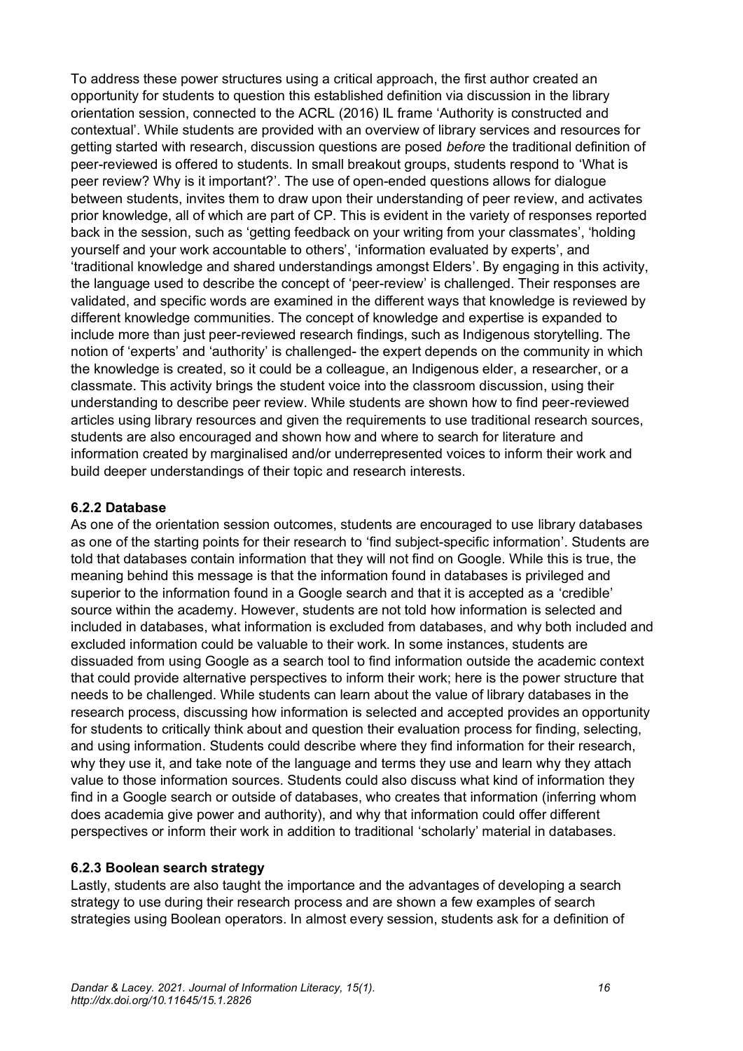To address these power structures using a critical approach, the first author created an opportunity for students to question this established definition via discussion in the library orientation session, connected to the ACRL (2016) IL frame 'Authority is constructed and contextual'. While students are provided with an overview of library services and resources for getting started with research, discussion questions are posed *before* the traditional definition of peer-reviewed is offered to students. In small breakout groups, students respond to 'What is peer review? Why is it important?'. The use of open-ended questions allows for dialogue between students, invites them to draw upon their understanding of peer review, and activates prior knowledge, all of which are part of CP. This is evident in the variety of responses reported back in the session, such as 'getting feedback on your writing from your classmates', 'holding yourself and your work accountable to others', 'information evaluated by experts', and 'traditional knowledge and shared understandings amongst Elders'. By engaging in this activity, the language used to describe the concept of 'peer-review' is challenged. Their responses are validated, and specific words are examined in the different ways that knowledge is reviewed by different knowledge communities. The concept of knowledge and expertise is expanded to include more than just peer-reviewed research findings, such as Indigenous storytelling. The notion of 'experts' and 'authority' is challenged- the expert depends on the community in which the knowledge is created, so it could be a colleague, an Indigenous elder, a researcher, or a classmate. This activity brings the student voice into the classroom discussion, using their understanding to describe peer review. While students are shown how to find peer-reviewed articles using library resources and given the requirements to use traditional research sources, students are also encouraged and shown how and where to search for literature and information created by marginalised and/or underrepresented voices to inform their work and build deeper understandings of their topic and research interests.

#### 6.2.2 Database

As one of the orientation session outcomes, students are encouraged to use library databases as one of the starting points for their research to 'find subject-specific information'. Students are told that databases contain information that they will not find on Google. While this is true, the meaning behind this message is that the information found in databases is privileged and superior to the information found in a Google search and that it is accepted as a 'credible' source within the academy. However, students are not told how information is selected and included in databases, what information is excluded from databases, and why both included and excluded information could be valuable to their work. In some instances, students are dissuaded from using Google as a search tool to find information outside the academic context that could provide alternative perspectives to inform their work; here is the power structure that needs to be challenged. While students can learn about the value of library databases in the research process, discussing how information is selected and accepted provides an opportunity for students to critically think about and question their evaluation process for finding, selecting, and using information. Students could describe where they find information for their research, why they use it, and take note of the language and terms they use and learn why they attach value to those information sources. Students could also discuss what kind of information they find in a Google search or outside of databases, who creates that information (inferring whom does academia give power and authority), and why that information could offer different perspectives or inform their work in addition to traditional 'scholarly' material in databases.

#### 6.2.3 Boolean search strategy

Lastly, students are also taught the importance and the advantages of developing a search strategy to use during their research process and are shown a few examples of search strategies using Boolean operators. In almost every session, students ask for a definition of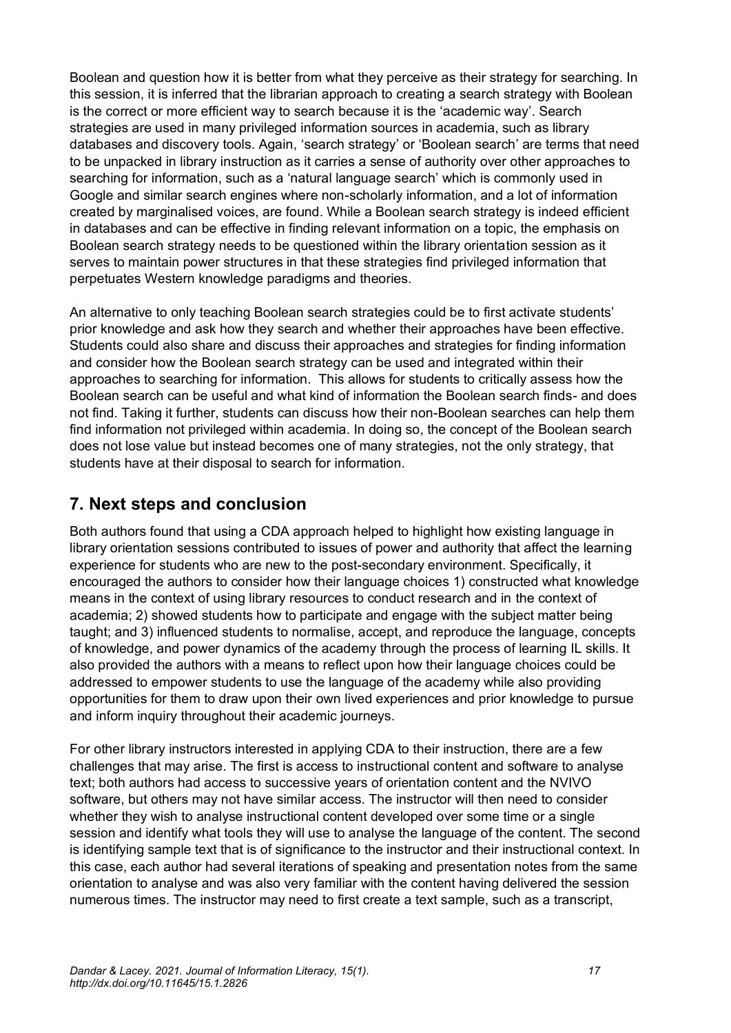Boolean and question how it is better from what they perceive as their strategy for searching. In this session, it is inferred that the librarian approach to creating a search strategy with Boolean is the correct or more efficient way to search because it is the 'academic way'. Search strategies are used in many privileged information sources in academia, such as library databases and discovery tools. Again, 'search strategy' or 'Boolean search' are terms that need to be unpacked in library instruction as it carries a sense of authority over other approaches to searching for information, such as a 'natural language search' which is commonly used in Google and similar search engines where non-scholarly information, and a lot of information created by marginalised voices, are found. While a Boolean search strategy is indeed efficient in databases and can be effective in finding relevant information on a topic, the emphasis on Boolean search strategy needs to be questioned within the library orientation session as it serves to maintain power structures in that these strategies find privileged information that perpetuates Western knowledge paradigms and theories.

An alternative to only teaching Boolean search strategies could be to first activate students' prior knowledge and ask how they search and whether their approaches have been effective. Students could also share and discuss their approaches and strategies for finding information and consider how the Boolean search strategy can be used and integrated within their approaches to searching for information. This allows for students to critically assess how the Boolean search can be useful and what kind of information the Boolean search finds- and does not find. Taking it further, students can discuss how their non-Boolean searches can help them find information not privileged within academia. In doing so, the concept of the Boolean search does not lose value but instead becomes one of many strategies, not the only strategy, that students have at their disposal to search for information.

## 7. Next steps and conclusion

Both authors found that using a CDA approach helped to highlight how existing language in library orientation sessions contributed to issues of power and authority that affect the learning experience for students who are new to the post-secondary environment. Specifically, it encouraged the authors to consider how their language choices 1) constructed what knowledge means in the context of using library resources to conduct research and in the context of academia; 2) showed students how to participate and engage with the subject matter being taught; and 3) influenced students to normalise, accept, and reproduce the language, concepts of knowledge, and power dynamics of the academy through the process of learning IL skills. It also provided the authors with a means to reflect upon how their language choices could be addressed to empower students to use the language of the academy while also providing opportunities for them to draw upon their own lived experiences and prior knowledge to pursue and inform inquiry throughout their academic journeys.

For other library instructors interested in applying CDA to their instruction, there are a few challenges that may arise. The first is access to instructional content and software to analyse text; both authors had access to successive years of orientation content and the NVIVO software, but others may not have similar access. The instructor will then need to consider whether they wish to analyse instructional content developed over some time or a single session and identify what tools they will use to analyse the language of the content. The second is identifying sample text that is of significance to the instructor and their instructional context. In this case, each author had several iterations of speaking and presentation notes from the same orientation to analyse and was also very familiar with the content having delivered the session numerous times. The instructor may need to first create a text sample, such as a transcript,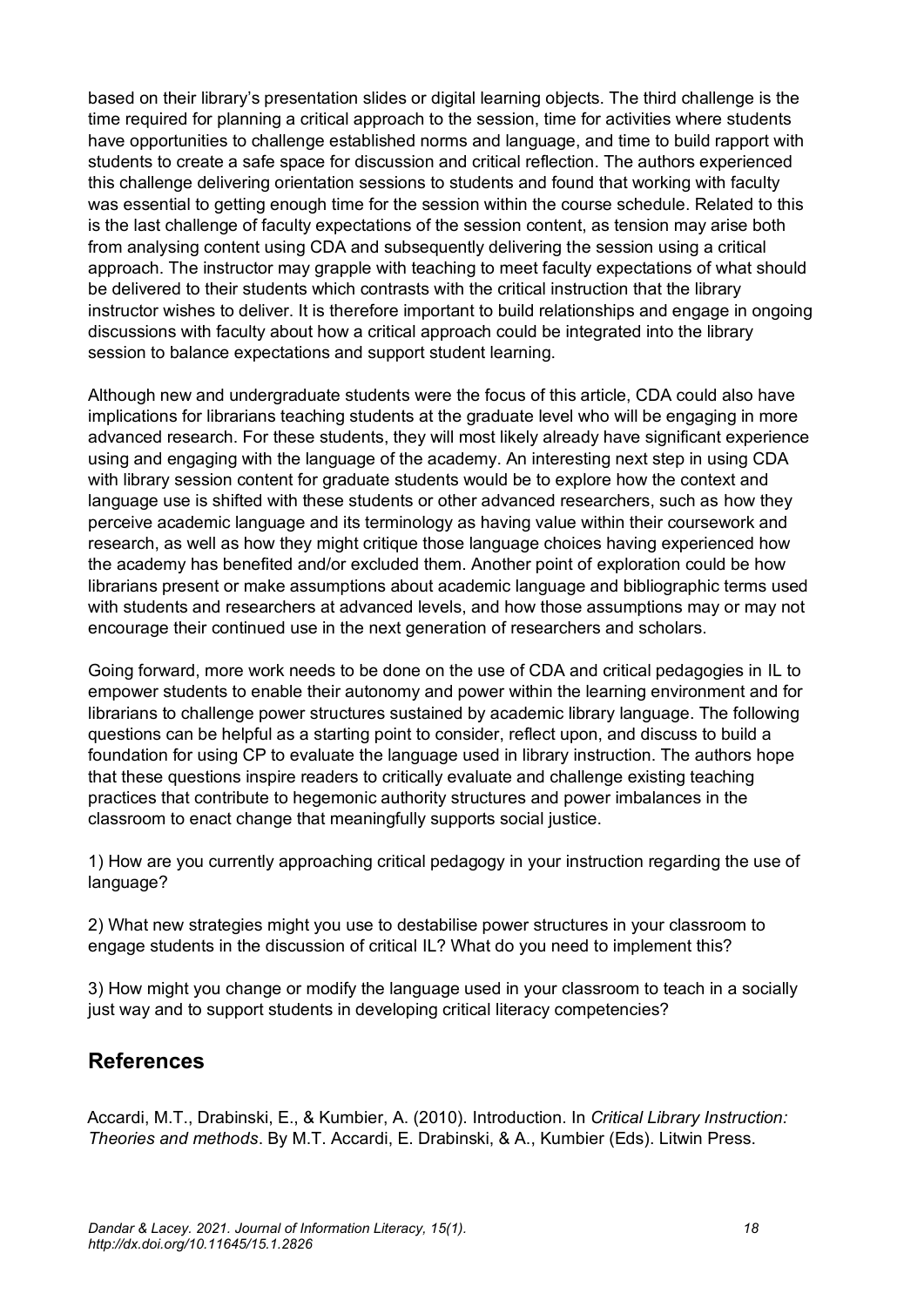based on their library's presentation slides or digital learning objects. The third challenge is the time required for planning a critical approach to the session, time for activities where students have opportunities to challenge established norms and language, and time to build rapport with students to create a safe space for discussion and critical reflection. The authors experienced this challenge delivering orientation sessions to students and found that working with faculty was essential to getting enough time for the session within the course schedule. Related to this is the last challenge of faculty expectations of the session content, as tension may arise both from analysing content using CDA and subsequently delivering the session using a critical approach. The instructor may grapple with teaching to meet faculty expectations of what should be delivered to their students which contrasts with the critical instruction that the library instructor wishes to deliver. It is therefore important to build relationships and engage in ongoing discussions with faculty about how a critical approach could be integrated into the library session to balance expectations and support student learning.

Although new and undergraduate students were the focus of this article, CDA could also have implications for librarians teaching students at the graduate level who will be engaging in more advanced research. For these students, they will most likely already have significant experience using and engaging with the language of the academy. An interesting next step in using CDA with library session content for graduate students would be to explore how the context and language use is shifted with these students or other advanced researchers, such as how they perceive academic language and its terminology as having value within their coursework and research, as well as how they might critique those language choices having experienced how the academy has benefited and/or excluded them. Another point of exploration could be how librarians present or make assumptions about academic language and bibliographic terms used with students and researchers at advanced levels, and how those assumptions may or may not encourage their continued use in the next generation of researchers and scholars.

Going forward, more work needs to be done on the use of CDA and critical pedagogies in IL to empower students to enable their autonomy and power within the learning environment and for librarians to challenge power structures sustained by academic library language. The following questions can be helpful as a starting point to consider, reflect upon, and discuss to build a foundation for using CP to evaluate the language used in library instruction. The authors hope that these questions inspire readers to critically evaluate and challenge existing teaching practices that contribute to hegemonic authority structures and power imbalances in the classroom to enact change that meaningfully supports social justice.

1) How are you currently approaching critical pedagogy in your instruction regarding the use of language?

2) What new strategies might you use to destabilise power structures in your classroom to engage students in the discussion of critical IL? What do you need to implement this?

3) How might you change or modify the language used in your classroom to teach in a socially just way and to support students in developing critical literacy competencies?

## References

Accardi, M.T., Drabinski, E., & Kumbier, A. (2010). Introduction. In *Critical Library Instruction: Theories and methods*. By M.T. Accardi, E. Drabinski, & A., Kumbier (Eds). Litwin Press.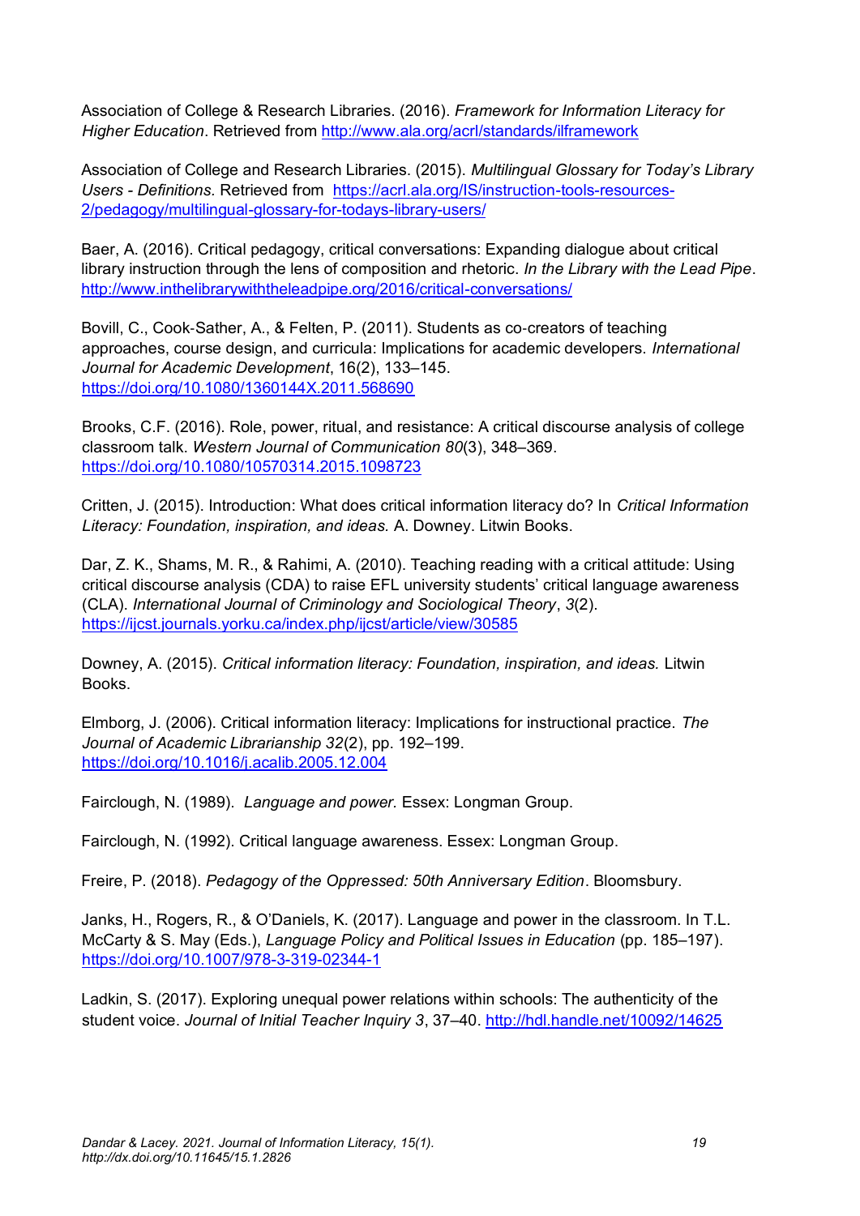Association of College & Research Libraries. (2016). *Framework for Information Literacy for Higher Education*. Retrieved from http://www.ala.org/acrl/standards/ilframework

Association of College and Research Libraries. (2015). *Multilingual Glossary for Today's Library Users - Definitions.* Retrieved from https://acrl.ala.org/IS/instruction-tools-resources-2/pedagogy/multilingual-glossary-for-todays-library-users/

Baer, A. (2016). Critical pedagogy, critical conversations: Expanding dialogue about critical library instruction through the lens of composition and rhetoric. *In the Library with the Lead Pipe*. http://www.inthelibrarywiththeleadpipe.org/2016/critical-conversations/

Bovill, C., Cook-Sather, A., & Felten, P. (2011). Students as co-creators of teaching approaches, course design, and curricula: Implications for academic developers. *International Journal for Academic Development*, 16(2), 133–145. https://doi.org/10.1080/1360144X.2011.568690

Brooks, C.F. (2016). Role, power, ritual, and resistance: A critical discourse analysis of college classroom talk. *Western Journal of Communication 80*(3), 348–369. https://doi.org/10.1080/10570314.2015.1098723

Critten, J. (2015). Introduction: What does critical information literacy do? In *Critical Information Literacy: Foundation, inspiration, and ideas.* A. Downey. Litwin Books.

Dar, Z. K., Shams, M. R., & Rahimi, A. (2010). Teaching reading with a critical attitude: Using critical discourse analysis (CDA) to raise EFL university students' critical language awareness (CLA). *International Journal of Criminology and Sociological Theory*, *3*(2). https://ijcst.journals.yorku.ca/index.php/ijcst/article/view/30585

Downey, A. (2015). *Critical information literacy: Foundation, inspiration, and ideas.* Litwin Books.

Elmborg, J. (2006). Critical information literacy: Implications for instructional practice. *The Journal of Academic Librarianship 32*(2), pp. 192–199. https://doi.org/10.1016/j.acalib.2005.12.004

Fairclough, N. (1989). *Language and power.* Essex: Longman Group.

Fairclough, N. (1992). Critical language awareness. Essex: Longman Group.

Freire, P. (2018). *Pedagogy of the Oppressed: 50th Anniversary Edition*. Bloomsbury.

Janks, H., Rogers, R., & O'Daniels, K. (2017). Language and power in the classroom. In T.L. McCarty & S. May (Eds.), *Language Policy and Political Issues in Education* (pp. 185–197). https://doi.org/10.1007/978-3-319-02344-1

Ladkin, S. (2017). Exploring unequal power relations within schools: The authenticity of the student voice. *Journal of Initial Teacher Inquiry 3*, 37–40. http://hdl.handle.net/10092/14625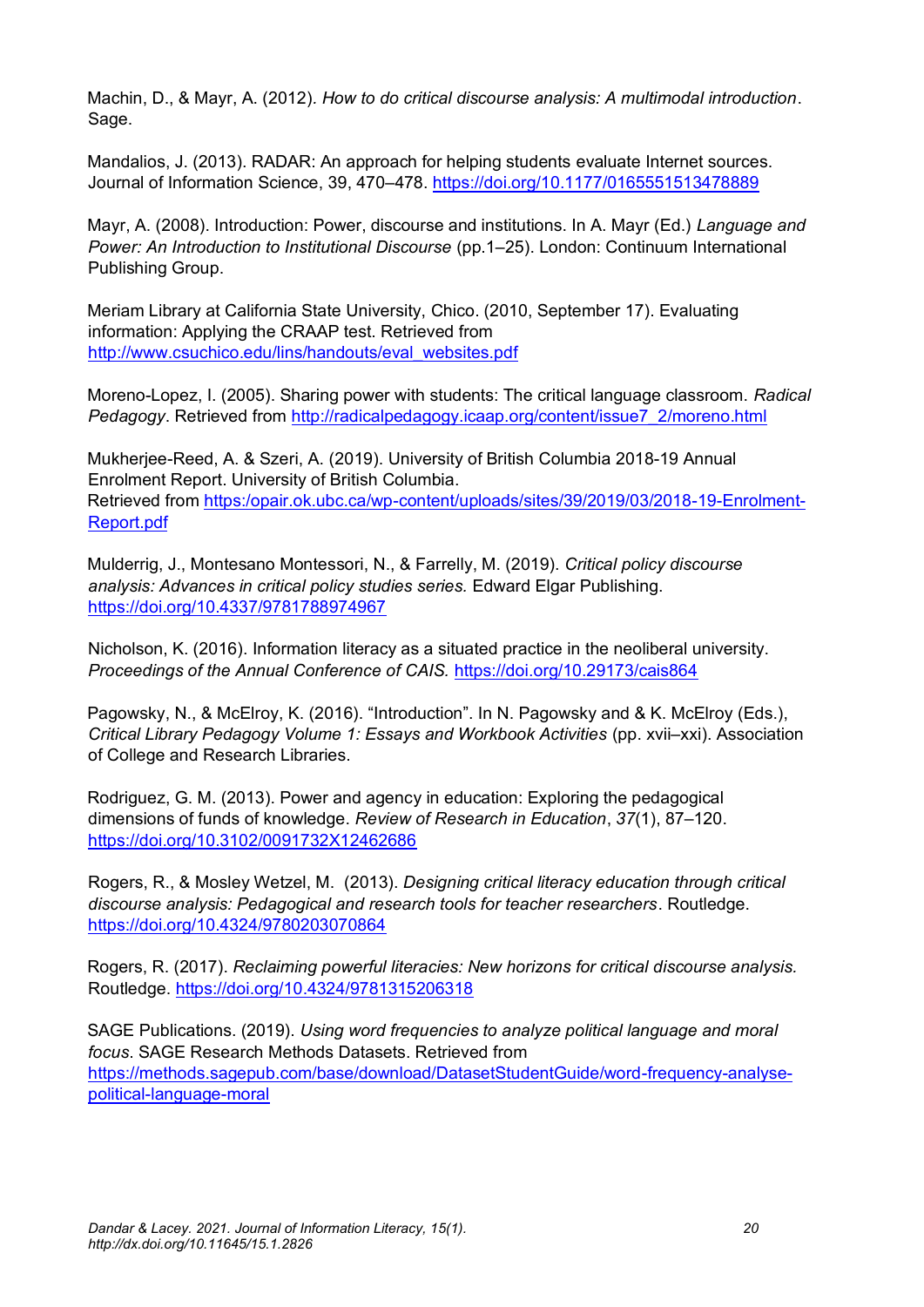Machin, D., & Mayr, A. (2012). *How to do critical discourse analysis: A multimodal introduction*. Sage.

Mandalios, J. (2013). RADAR: An approach for helping students evaluate Internet sources. Journal of Information Science, 39, 470–478. https://doi.org/10.1177/0165551513478889

Mayr, A. (2008). Introduction: Power, discourse and institutions. In A. Mayr (Ed.) *Language and Power: An Introduction to Institutional Discourse* (pp.1–25). London: Continuum International Publishing Group.

Meriam Library at California State University, Chico. (2010, September 17). Evaluating information: Applying the CRAAP test. Retrieved from http://www.csuchico.edu/lins/handouts/eval_websites.pdf

Moreno-Lopez, I. (2005). Sharing power with students: The critical language classroom. *Radical Pedagogy*. Retrieved from http://radicalpedagogy.icaap.org/content/issue7_2/moreno.html

Mukherjee-Reed, A. & Szeri, A. (2019). University of British Columbia 2018-19 Annual Enrolment Report. University of British Columbia. Retrieved from https:/opair.ok.ubc.ca/wp-content/uploads/sites/39/2019/03/2018-19-Enrolment-Report.pdf

Mulderrig, J., Montesano Montessori, N., & Farrelly, M. (2019). *Critical policy discourse analysis: Advances in critical policy studies series.* Edward Elgar Publishing. https://doi.org/10.4337/9781788974967

Nicholson, K. (2016). Information literacy as a situated practice in the neoliberal university. *Proceedings of the Annual Conference of CAIS.* https://doi.org/10.29173/cais864

Pagowsky, N., & McElroy, K. (2016). "Introduction". In N. Pagowsky and & K. McElroy (Eds.), *Critical Library Pedagogy Volume 1: Essays and Workbook Activities* (pp. xvii–xxi). Association of College and Research Libraries.

Rodriguez, G. M. (2013). Power and agency in education: Exploring the pedagogical dimensions of funds of knowledge. *Review of Research in Education*, *37*(1), 87–120. https://doi.org/10.3102/0091732X12462686

Rogers, R., & Mosley Wetzel, M. (2013). *Designing critical literacy education through critical discourse analysis: Pedagogical and research tools for teacher researchers*. Routledge. https://doi.org/10.4324/9780203070864

Rogers, R. (2017). *Reclaiming powerful literacies: New horizons for critical discourse analysis.* Routledge. https://doi.org/10.4324/9781315206318

SAGE Publications. (2019). *Using word frequencies to analyze political language and moral focus*. SAGE Research Methods Datasets. Retrieved from https://methods.sagepub.com/base/download/DatasetStudentGuide/word-frequency-analyse-political-language-moral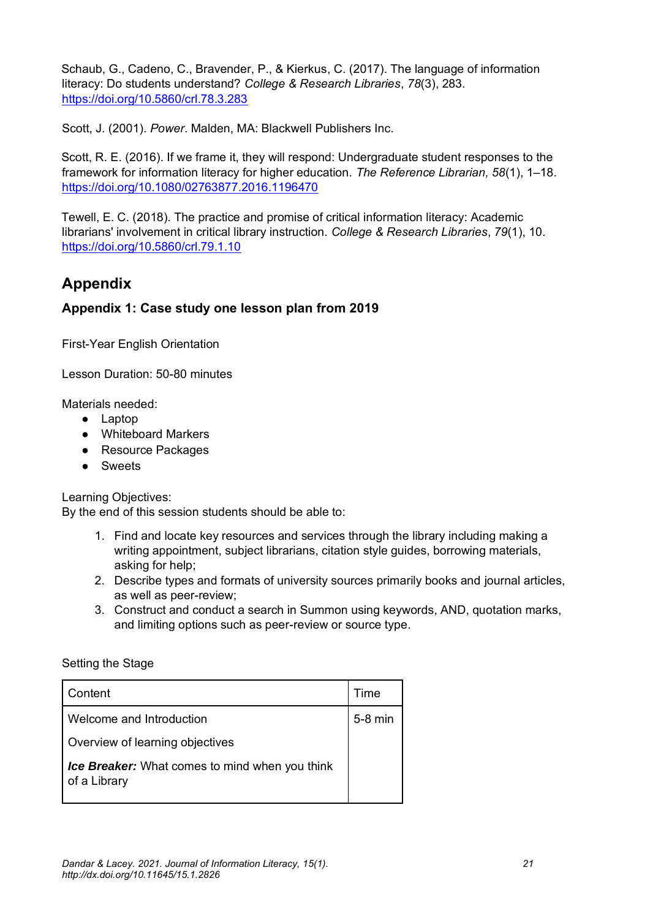Schaub, G., Cadeno, C., Bravender, P., & Kierkus, C. (2017). The language of information literacy: Do students understand? *College & Research Libraries*, *78*(3), 283. https://doi.org/10.5860/crl.78.3.283

Scott, J. (2001). *Power*. Malden, MA: Blackwell Publishers Inc.

Scott, R. E. (2016). If we frame it, they will respond: Undergraduate student responses to the framework for information literacy for higher education. *The Reference Librarian, 58*(1), 1–18. https://doi.org/10.1080/02763877.2016.1196470

Tewell, E. C. (2018). The practice and promise of critical information literacy: Academic librarians' involvement in critical library instruction. *College & Research Libraries*, *79*(1), 10. https://doi.org/10.5860/crl.79.1.10

## Appendix

### Appendix 1: Case study one lesson plan from 2019

First-Year English Orientation

Lesson Duration: 50-80 minutes

Materials needed:

- Laptop
- Whiteboard Markers
- Resource Packages
- Sweets

Learning Objectives:
By the end of this session students should be able to:

1. Find and locate key resources and services through the library including making a writing appointment, subject librarians, citation style guides, borrowing materials, asking for help;
2. Describe types and formats of university sources primarily books and journal articles, as well as peer-review;
3. Construct and conduct a search in Summon using keywords, AND, quotation marks, and limiting options such as peer-review or source type.

Setting the Stage

| Content | Time |
|---|---|
| Welcome and Introduction<br><br>Overview of learning objectives<br><br>***Ice Breaker:*** What comes to mind when you think of a Library | 5-8 min |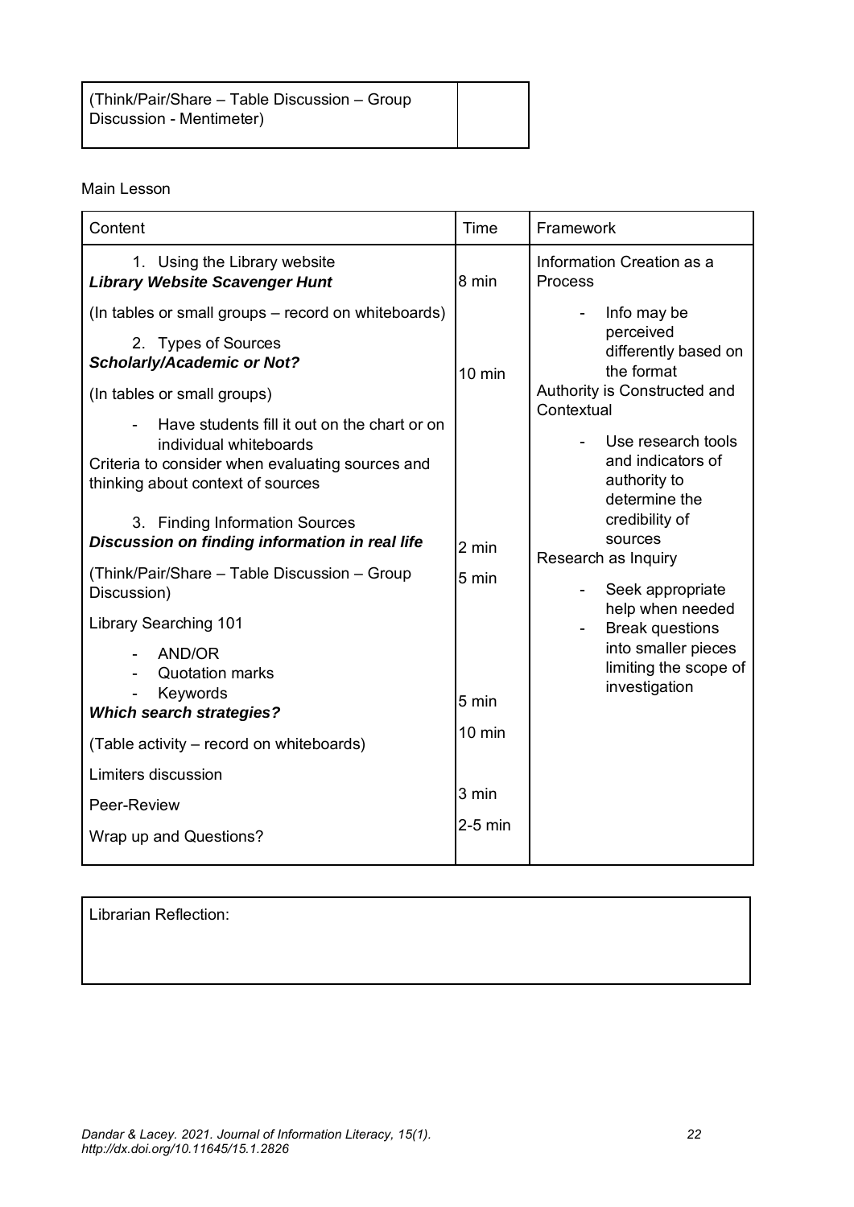| (Think/Pair/Share – Table Discussion – Group Discussion - Mentimeter) | |
|---|---|

Main Lesson

| Content | Time | Framework |
|---|---|---|
| 1. Using the Library website<br>***Library Website Scavenger Hunt*** | 8 min | Information Creation as a Process |
| (In tables or small groups – record on whiteboards) | | - Info may be perceived differently based on the format |
| 2. Types of Sources<br>***Scholarly/Academic or Not?*** | 10 min | |
| (In tables or small groups) | | Authority is Constructed and Contextual |
| - Have students fill it out on the chart or on individual whiteboards<br>Criteria to consider when evaluating sources and thinking about context of sources | | - Use research tools and indicators of authority to determine the credibility of sources |
| 3. Finding Information Sources<br>***Discussion on finding information in real life*** | 2 min | Research as Inquiry |
| (Think/Pair/Share – Table Discussion – Group Discussion) | 5 min | - Seek appropriate help when needed<br>- Break questions into smaller pieces limiting the scope of investigation |
| Library Searching 101<br>- AND/OR<br>- Quotation marks<br>- Keywords<br>***Which search strategies?*** | 5 min | |
| (Table activity – record on whiteboards) | 10 min | |
| Limiters discussion | | |
| Peer-Review | 3 min | |
| Wrap up and Questions? | 2-5 min | |

| Librarian Reflection: |
|---|
| |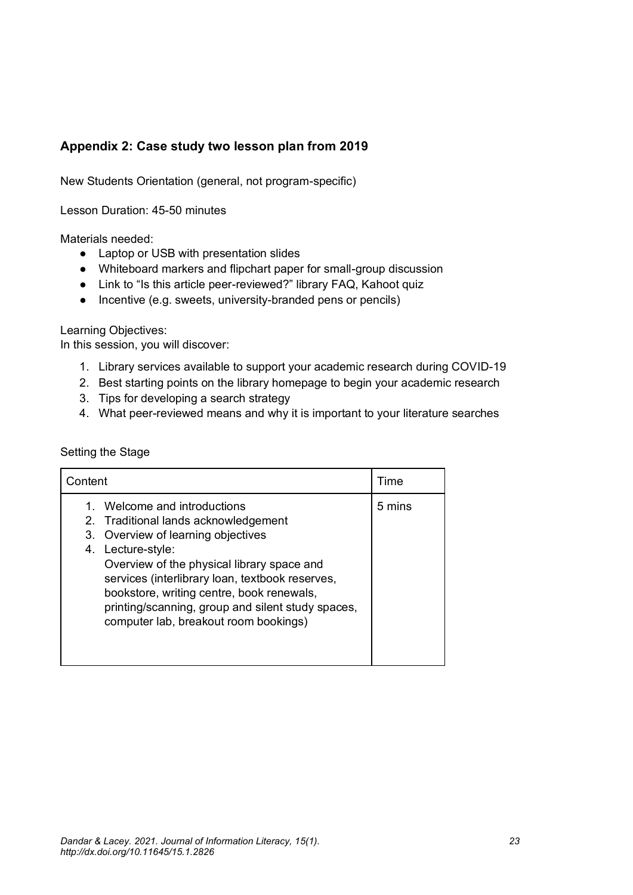## Appendix 2: Case study two lesson plan from 2019

New Students Orientation (general, not program-specific)

Lesson Duration: 45-50 minutes

Materials needed:

- Laptop or USB with presentation slides
- Whiteboard markers and flipchart paper for small-group discussion
- Link to "Is this article peer-reviewed?" library FAQ, Kahoot quiz
- Incentive (e.g. sweets, university-branded pens or pencils)

Learning Objectives:
In this session, you will discover:

1. Library services available to support your academic research during COVID-19
2. Best starting points on the library homepage to begin your academic research
3. Tips for developing a search strategy
4. What peer-reviewed means and why it is important to your literature searches

Setting the Stage

| Content | Time |
|---|---|
| 1. Welcome and introductions<br>2. Traditional lands acknowledgement<br>3. Overview of learning objectives<br>4. Lecture-style:<br>Overview of the physical library space and services (interlibrary loan, textbook reserves, bookstore, writing centre, book renewals, printing/scanning, group and silent study spaces, computer lab, breakout room bookings) | 5 mins |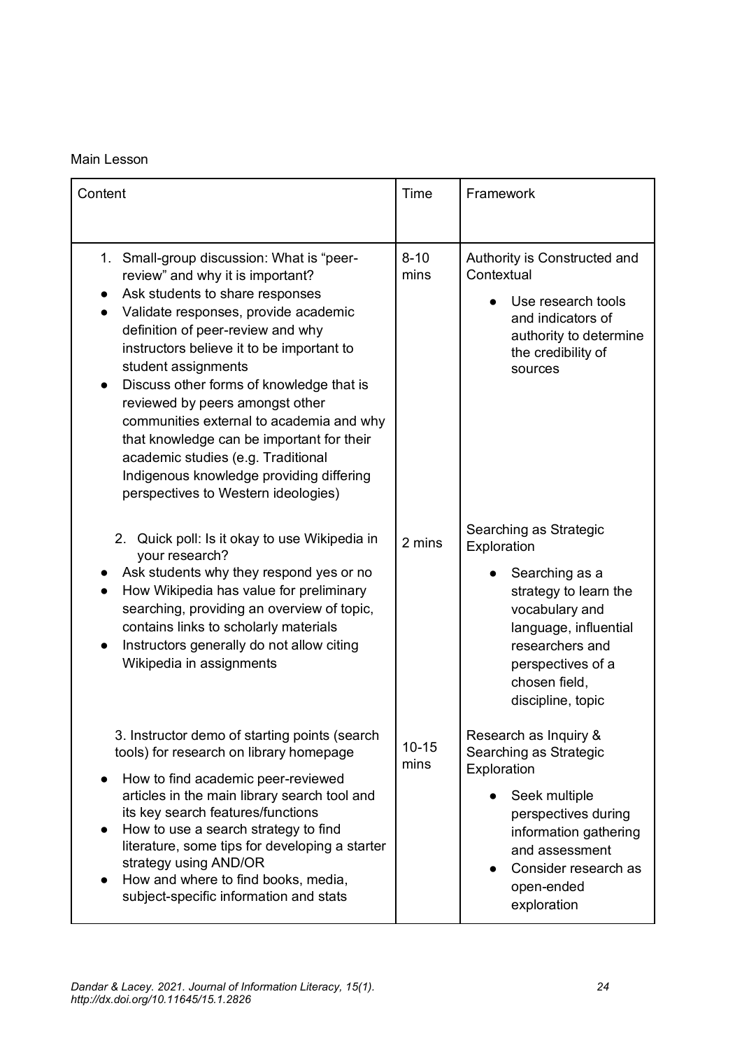Main Lesson

| Content | Time | Framework |
|---|---|---|
| 1. Small-group discussion: What is "peer-review" and why it is important?<br>● Ask students to share responses<br>● Validate responses, provide academic definition of peer-review and why instructors believe it to be important to student assignments<br>● Discuss other forms of knowledge that is reviewed by peers amongst other communities external to academia and why that knowledge can be important for their academic studies (e.g. Traditional Indigenous knowledge providing differing perspectives to Western ideologies) | 8-10 mins | Authority is Constructed and Contextual<br>● Use research tools and indicators of authority to determine the credibility of sources |
| 2. Quick poll: Is it okay to use Wikipedia in your research?<br>● Ask students why they respond yes or no<br>● How Wikipedia has value for preliminary searching, providing an overview of topic, contains links to scholarly materials<br>● Instructors generally do not allow citing Wikipedia in assignments | 2 mins | Searching as Strategic Exploration<br>● Searching as a strategy to learn the vocabulary and language, influential researchers and perspectives of a chosen field, discipline, topic |
| 3. Instructor demo of starting points (search tools) for research on library homepage<br>● How to find academic peer-reviewed articles in the main library search tool and its key search features/functions<br>● How to use a search strategy to find literature, some tips for developing a starter strategy using AND/OR<br>● How and where to find books, media, subject-specific information and stats | 10-15 mins | Research as Inquiry & Searching as Strategic Exploration<br>● Seek multiple perspectives during information gathering and assessment<br>● Consider research as open-ended exploration |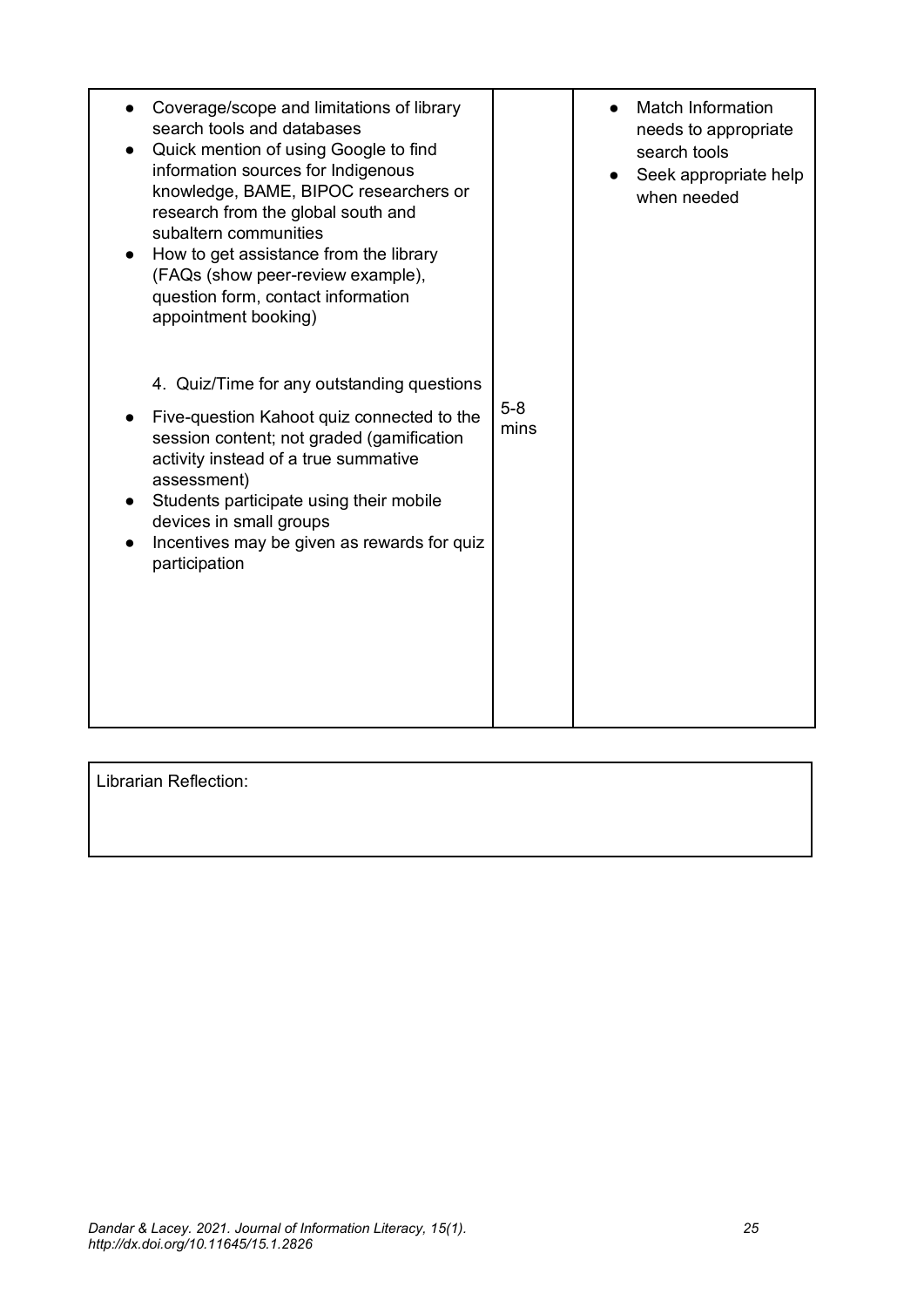| | | |
|---|---|---|
| • Coverage/scope and limitations of library search tools and databases<br>• Quick mention of using Google to find information sources for Indigenous knowledge, BAME, BIPOC researchers or research from the global south and subaltern communities<br>• How to get assistance from the library (FAQs (show peer-review example), question form, contact information appointment booking)<br><br>4. Quiz/Time for any outstanding questions<br>• Five-question Kahoot quiz connected to the session content; not graded (gamification activity instead of a true summative assessment)<br>• Students participate using their mobile devices in small groups<br>• Incentives may be given as rewards for quiz participation | 5-8 mins | • Match Information needs to appropriate search tools<br>• Seek appropriate help when needed |

| |
|---|
| Librarian Reflection: |